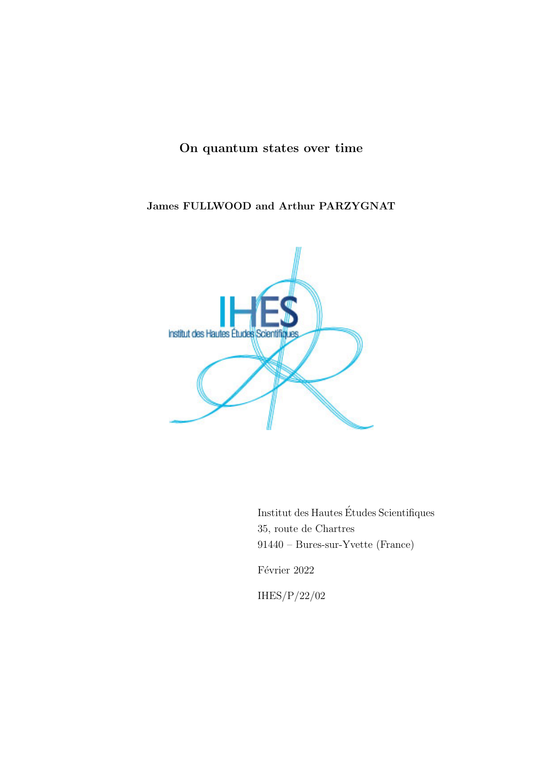# On quantum states over time

**James FULLWOOD and Arthur PARZYGNAT**

Institut des Hautes Études Scientifiques
35, route de Chartres
91440 – Bures-sur-Yvette (France)

Février 2022

IHES/P/22/02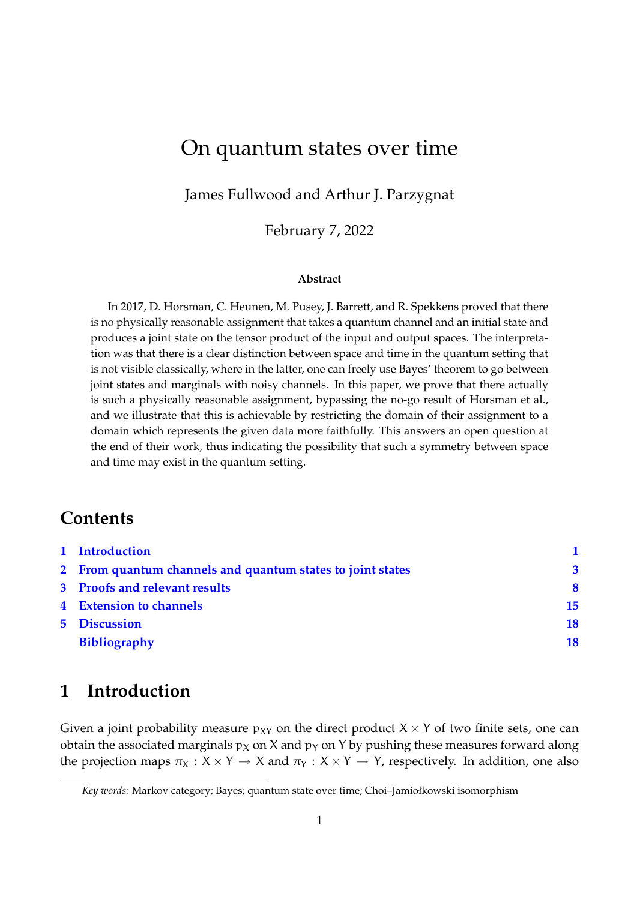# On quantum states over time

James Fullwood and Arthur J. Parzygnat

February 7, 2022

### Abstract

In 2017, D. Horsman, C. Heunen, M. Pusey, J. Barrett, and R. Spekkens proved that there is no physically reasonable assignment that takes a quantum channel and an initial state and produces a joint state on the tensor product of the input and output spaces. The interpretation was that there is a clear distinction between space and time in the quantum setting that is not visible classically, where in the latter, one can freely use Bayes' theorem to go between joint states and marginals with noisy channels. In this paper, we prove that there actually is such a physically reasonable assignment, bypassing the no-go result of Horsman et al., and we illustrate that this is achievable by restricting the domain of their assignment to a domain which represents the given data more faithfully. This answers an open question at the end of their work, thus indicating the possibility that such a symmetry between space and time may exist in the quantum setting.

## Contents

1 Introduction 1

2 From quantum channels and quantum states to joint states 3

3 Proofs and relevant results 8

4 Extension to channels 15

5 Discussion 18

Bibliography 18

## 1 Introduction

Given a joint probability measure $p_{XY}$ on the direct product $X \times Y$ of two finite sets, one can obtain the associated marginals $p_X$ on $X$ and $p_Y$ on $Y$ by pushing these measures forward along the projection maps $\pi_X : X \times Y \to X$ and $\pi_Y : X \times Y \to Y$, respectively. In addition, one also

*Key words:* Markov category; Bayes; quantum state over time; Choi–Jamiołkowski isomorphism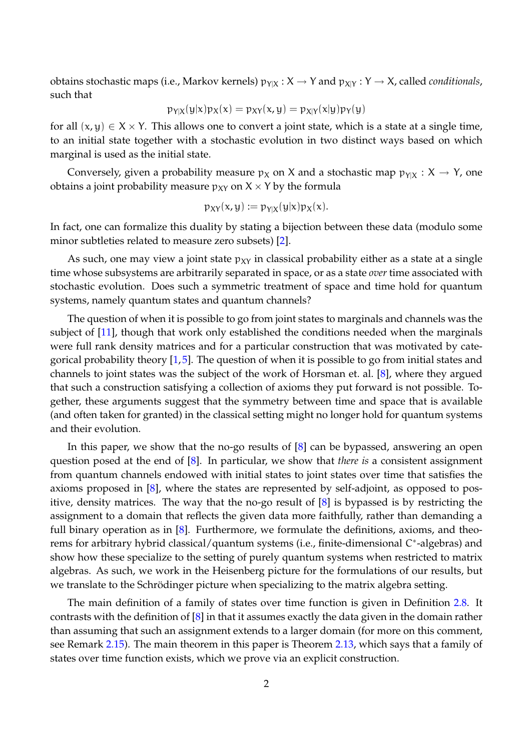obtains stochastic maps (i.e., Markov kernels) $p_{Y|X} : X \to Y$ and $p_{X|Y} : Y \to X$, called *conditionals*, such that

$$p_{Y|X}(y|x)p_X(x) = p_{XY}(x,y) = p_{X|Y}(x|y)p_Y(y)$$

for all $(x,y) \in X \times Y$. This allows one to convert a joint state, which is a state at a single time, to an initial state together with a stochastic evolution in two distinct ways based on which marginal is used as the initial state.

Conversely, given a probability measure $p_X$ on $X$ and a stochastic map $p_{Y|X} : X \to Y$, one obtains a joint probability measure $p_{XY}$ on $X \times Y$ by the formula

$$p_{XY}(x,y) := p_{Y|X}(y|x)p_X(x).$$

In fact, one can formalize this duality by stating a bijection between these data (modulo some minor subtleties related to measure zero subsets) [2].

As such, one may view a joint state $p_{XY}$ in classical probability either as a state at a single time whose subsystems are arbitrarily separated in space, or as a state *over* time associated with stochastic evolution. Does such a symmetric treatment of space and time hold for quantum systems, namely quantum states and quantum channels?

The question of when it is possible to go from joint states to marginals and channels was the subject of [11], though that work only established the conditions needed when the marginals were full rank density matrices and for a particular construction that was motivated by categorical probability theory [1,5]. The question of when it is possible to go from initial states and channels to joint states was the subject of the work of Horsman et. al. [8], where they argued that such a construction satisfying a collection of axioms they put forward is not possible. Together, these arguments suggest that the symmetry between time and space that is available (and often taken for granted) in the classical setting might no longer hold for quantum systems and their evolution.

In this paper, we show that the no-go results of [8] can be bypassed, answering an open question posed at the end of [8]. In particular, we show that *there is* a consistent assignment from quantum channels endowed with initial states to joint states over time that satisfies the axioms proposed in [8], where the states are represented by self-adjoint, as opposed to positive, density matrices. The way that the no-go result of [8] is bypassed is by restricting the assignment to a domain that reflects the given data more faithfully, rather than demanding a full binary operation as in [8]. Furthermore, we formulate the definitions, axioms, and theorems for arbitrary hybrid classical/quantum systems (i.e., finite-dimensional $C^*$-algebras) and show how these specialize to the setting of purely quantum systems when restricted to matrix algebras. As such, we work in the Heisenberg picture for the formulations of our results, but we translate to the Schrödinger picture when specializing to the matrix algebra setting.

The main definition of a family of states over time function is given in Definition 2.8. It contrasts with the definition of [8] in that it assumes exactly the data given in the domain rather than assuming that such an assignment extends to a larger domain (for more on this comment, see Remark 2.15). The main theorem in this paper is Theorem 2.13, which says that a family of states over time function exists, which we prove via an explicit construction.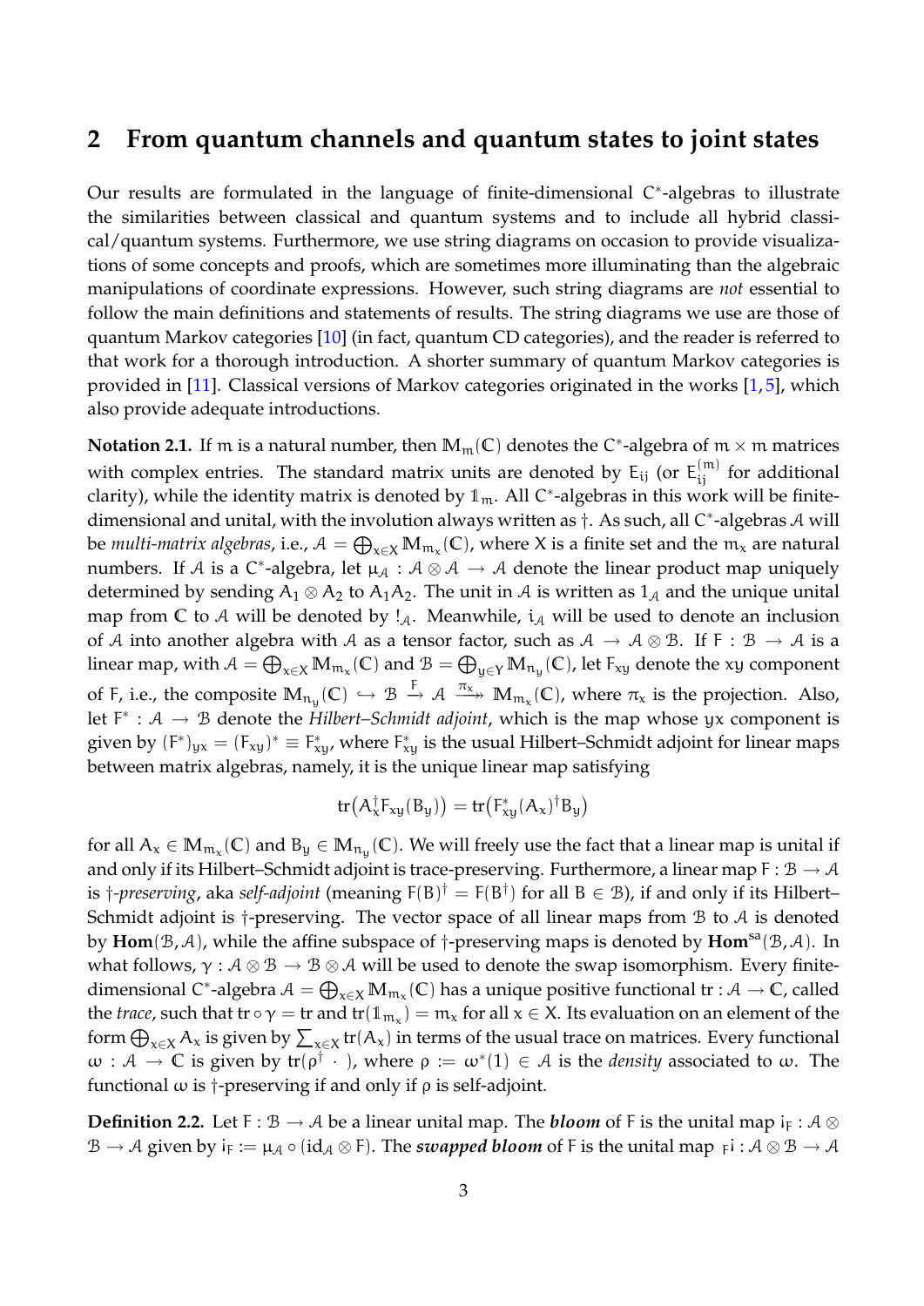## 2 From quantum channels and quantum states to joint states

Our results are formulated in the language of finite-dimensional $C^*$-algebras to illustrate the similarities between classical and quantum systems and to include all hybrid classical/quantum systems. Furthermore, we use string diagrams on occasion to provide visualizations of some concepts and proofs, which are sometimes more illuminating than the algebraic manipulations of coordinate expressions. However, such string diagrams are *not* essential to follow the main definitions and statements of results. The string diagrams we use are those of quantum Markov categories [10] (in fact, quantum CD categories), and the reader is referred to that work for a thorough introduction. A shorter summary of quantum Markov categories is provided in [11]. Classical versions of Markov categories originated in the works [1, 5], which also provide adequate introductions.

**Notation 2.1.** If $m$ is a natural number, then $\mathbb{M}_m(\mathbb{C})$ denotes the $C^*$-algebra of $m \times m$ matrices with complex entries. The standard matrix units are denoted by $E_{ij}$ (or $E^{(m)}_{ij}$ for additional clarity), while the identity matrix is denoted by $\mathbb{1}_m$. All $C^*$-algebras in this work will be finite-dimensional and unital, with the involution always written as $\dagger$. As such, all $C^*$-algebras $\mathcal{A}$ will be *multi-matrix algebras*, i.e., $\mathcal{A} = \bigoplus_{x \in X} \mathbb{M}_{m_x}(\mathbb{C})$, where $X$ is a finite set and the $m_x$ are natural numbers. If $\mathcal{A}$ is a $C^*$-algebra, let $\mu_{\mathcal{A}} : \mathcal{A} \otimes \mathcal{A} \to \mathcal{A}$ denote the linear product map uniquely determined by sending $A_1 \otimes A_2$ to $A_1 A_2$. The unit in $\mathcal{A}$ is written as $1_{\mathcal{A}}$ and the unique unital map from $\mathbb{C}$ to $\mathcal{A}$ will be denoted by $!_{\mathcal{A}}$. Meanwhile, $i_{\mathcal{A}}$ will be used to denote an inclusion of $\mathcal{A}$ into another algebra with $\mathcal{A}$ as a tensor factor, such as $\mathcal{A} \to \mathcal{A} \otimes \mathcal{B}$. If $F : \mathcal{B} \to \mathcal{A}$ is a linear map, with $\mathcal{A} = \bigoplus_{x \in X} \mathbb{M}_{m_x}(\mathbb{C})$ and $\mathcal{B} = \bigoplus_{y \in Y} \mathbb{M}_{n_y}(\mathbb{C})$, let $F_{xy}$ denote the $xy$ component of $F$, i.e., the composite $\mathbb{M}_{n_y}(\mathbb{C}) \hookrightarrow \mathcal{B} \xrightarrow{F} \mathcal{A} \xrightarrow{\pi_x} \mathbb{M}_{m_x}(\mathbb{C})$, where $\pi_x$ is the projection. Also, let $F^* : \mathcal{A} \to \mathcal{B}$ denote the *Hilbert–Schmidt adjoint*, which is the map whose $yx$ component is given by $(F^*)_{yx} = (F_{xy})^* \equiv F^*_{xy}$, where $F^*_{xy}$ is the usual Hilbert–Schmidt adjoint for linear maps between matrix algebras, namely, it is the unique linear map satisfying

$$\operatorname{tr}\big(A_x^\dagger F_{xy}(B_y)\big) = \operatorname{tr}\big(F^*_{xy}(A_x)^\dagger B_y\big)$$

for all $A_x \in \mathbb{M}_{m_x}(\mathbb{C})$ and $B_y \in \mathbb{M}_{n_y}(\mathbb{C})$. We will freely use the fact that a linear map is unital if and only if its Hilbert–Schmidt adjoint is trace-preserving. Furthermore, a linear map $F : \mathcal{B} \to \mathcal{A}$ is *$\dagger$-preserving*, aka *self-adjoint* (meaning $F(B)^\dagger = F(B^\dagger)$ for all $B \in \mathcal{B}$), if and only if its Hilbert–Schmidt adjoint is $\dagger$-preserving. The vector space of all linear maps from $\mathcal{B}$ to $\mathcal{A}$ is denoted by $\mathbf{Hom}(\mathcal{B}, \mathcal{A})$, while the affine subspace of $\dagger$-preserving maps is denoted by $\mathbf{Hom}^{\mathrm{sa}}(\mathcal{B}, \mathcal{A})$. In what follows, $\gamma : \mathcal{A} \otimes \mathcal{B} \to \mathcal{B} \otimes \mathcal{A}$ will be used to denote the swap isomorphism. Every finite-dimensional $C^*$-algebra $\mathcal{A} = \bigoplus_{x \in X} \mathbb{M}_{m_x}(\mathbb{C})$ has a unique positive functional $\operatorname{tr} : \mathcal{A} \to \mathbb{C}$, called the *trace*, such that $\operatorname{tr} \circ \gamma = \operatorname{tr}$ and $\operatorname{tr}(\mathbb{1}_{m_x}) = m_x$ for all $x \in X$. Its evaluation on an element of the form $\bigoplus_{x \in X} A_x$ is given by $\sum_{x \in X} \operatorname{tr}(A_x)$ in terms of the usual trace on matrices. Every functional $\omega : \mathcal{A} \to \mathbb{C}$ is given by $\operatorname{tr}(\rho^\dagger \,\cdot\,)$, where $\rho := \omega^*(1) \in \mathcal{A}$ is the *density* associated to $\omega$. The functional $\omega$ is $\dagger$-preserving if and only if $\rho$ is self-adjoint.

**Definition 2.2.** Let $F : \mathcal{B} \to \mathcal{A}$ be a linear unital map. The ***bloom*** of $F$ is the unital map $i_F : \mathcal{A} \otimes \mathcal{B} \to \mathcal{A}$ given by $i_F := \mu_{\mathcal{A}} \circ (\mathrm{id}_{\mathcal{A}} \otimes F)$. The ***swapped bloom*** of $F$ is the unital map ${}_F i : \mathcal{A} \otimes \mathcal{B} \to \mathcal{A}$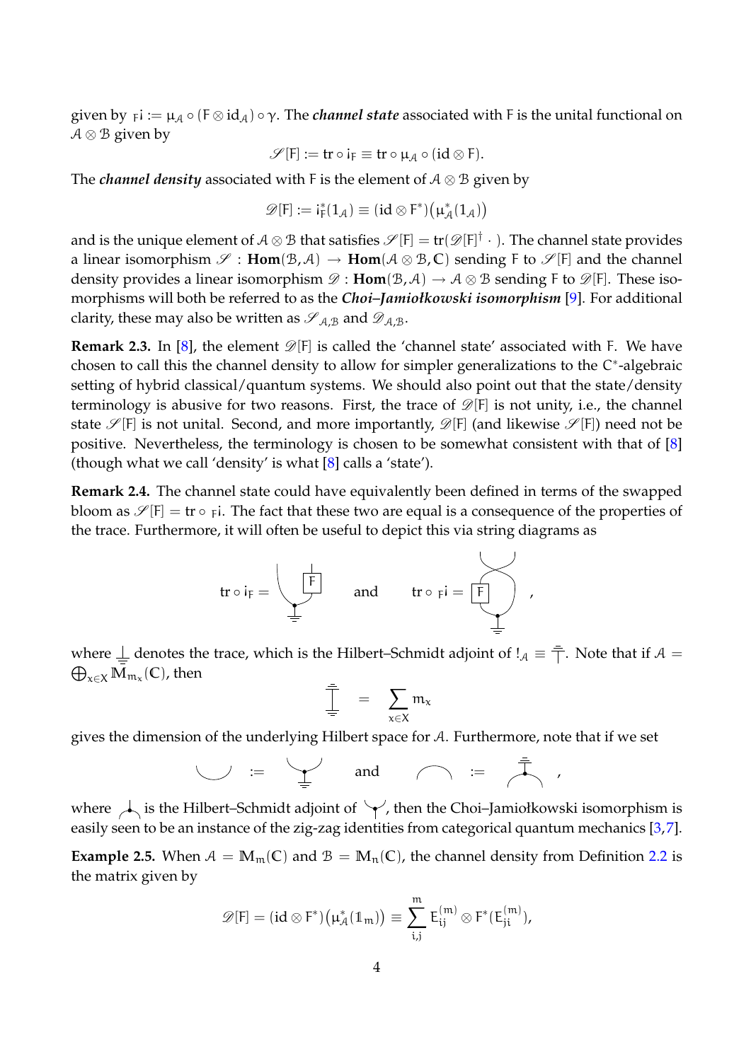given by ${}_{\mathrm{F}}\mathrm{i} := \mu_{\mathcal{A}} \circ (\mathrm{F} \otimes \mathrm{id}_{\mathcal{A}}) \circ \gamma$. The ***channel state*** associated with F is the unital functional on $\mathcal{A} \otimes \mathcal{B}$ given by

$$\mathscr{S}[\mathrm{F}] := \mathrm{tr} \circ \mathrm{i}_{\mathrm{F}} \equiv \mathrm{tr} \circ \mu_{\mathcal{A}} \circ (\mathrm{id} \otimes \mathrm{F}).$$

The ***channel density*** associated with F is the element of $\mathcal{A} \otimes \mathcal{B}$ given by

$$\mathscr{D}[\mathrm{F}] := \mathrm{i}_{\mathrm{F}}^{*}(1_{\mathcal{A}}) \equiv (\mathrm{id} \otimes \mathrm{F}^{*})\big(\mu_{\mathcal{A}}^{*}(1_{\mathcal{A}})\big)$$

and is the unique element of $\mathcal{A} \otimes \mathcal{B}$ that satisfies $\mathscr{S}[\mathrm{F}] = \mathrm{tr}(\mathscr{D}[\mathrm{F}]^{\dagger} \,\cdot\,)$. The channel state provides a linear isomorphism $\mathscr{S} : \mathbf{Hom}(\mathcal{B}, \mathcal{A}) \to \mathbf{Hom}(\mathcal{A} \otimes \mathcal{B}, \mathbb{C})$ sending F to $\mathscr{S}[\mathrm{F}]$ and the channel density provides a linear isomorphism $\mathscr{D} : \mathbf{Hom}(\mathcal{B}, \mathcal{A}) \to \mathcal{A} \otimes \mathcal{B}$ sending F to $\mathscr{D}[\mathrm{F}]$. These isomorphisms will both be referred to as the ***Choi–Jamiołkowski isomorphism*** [9]. For additional clarity, these may also be written as $\mathscr{S}_{\mathcal{A},\mathcal{B}}$ and $\mathscr{D}_{\mathcal{A},\mathcal{B}}$.

**Remark 2.3.** In [8], the element $\mathscr{D}[\mathrm{F}]$ is called the 'channel state' associated with F. We have chosen to call this the channel density to allow for simpler generalizations to the C*-algebraic setting of hybrid classical/quantum systems. We should also point out that the state/density terminology is abusive for two reasons. First, the trace of $\mathscr{D}[\mathrm{F}]$ is not unity, i.e., the channel state $\mathscr{S}[\mathrm{F}]$ is not unital. Second, and more importantly, $\mathscr{D}[\mathrm{F}]$ (and likewise $\mathscr{S}[\mathrm{F}]$) need not be positive. Nevertheless, the terminology is chosen to be somewhat consistent with that of [8] (though what we call 'density' is what [8] calls a 'state').

**Remark 2.4.** The channel state could have equivalently been defined in terms of the swapped bloom as $\mathscr{S}[\mathrm{F}] = \mathrm{tr} \circ {}_{\mathrm{F}}\mathrm{i}$. The fact that these two are equal is a consequence of the properties of the trace. Furthermore, it will often be useful to depict this via string diagrams as

$$\mathrm{tr} \circ \mathrm{i}_{\mathrm{F}} = [\text{diagram}] \quad \text{and} \quad \mathrm{tr} \circ {}_{\mathrm{F}}\mathrm{i} = [\text{diagram}] ,$$

where $\perp$ denotes the trace, which is the Hilbert–Schmidt adjoint of $!_{\mathcal{A}} \equiv \top$. Note that if $\mathcal{A} = \bigoplus_{x \in X} \mathbb{M}_{m_x}(\mathbb{C})$, then

$$[\text{diagram}] = \sum_{x \in X} m_x$$

gives the dimension of the underlying Hilbert space for $\mathcal{A}$. Furthermore, note that if we set

$$[\text{cup}] := [\text{diagram}] \quad \text{and} \quad [\text{cap}] := [\text{diagram}] ,$$

where [diagram] is the Hilbert–Schmidt adjoint of [diagram], then the Choi–Jamiołkowski isomorphism is easily seen to be an instance of the zig-zag identities from categorical quantum mechanics [3,7].

**Example 2.5.** When $\mathcal{A} = \mathbb{M}_m(\mathbb{C})$ and $\mathcal{B} = \mathbb{M}_n(\mathbb{C})$, the channel density from Definition 2.2 is the matrix given by

$$\mathscr{D}[\mathrm{F}] = (\mathrm{id} \otimes \mathrm{F}^{*})\big(\mu_{\mathcal{A}}^{*}(\mathbb{1}_m)\big) \equiv \sum_{i,j}^{m} E_{ij}^{(m)} \otimes \mathrm{F}^{*}(E_{ji}^{(m)}),$$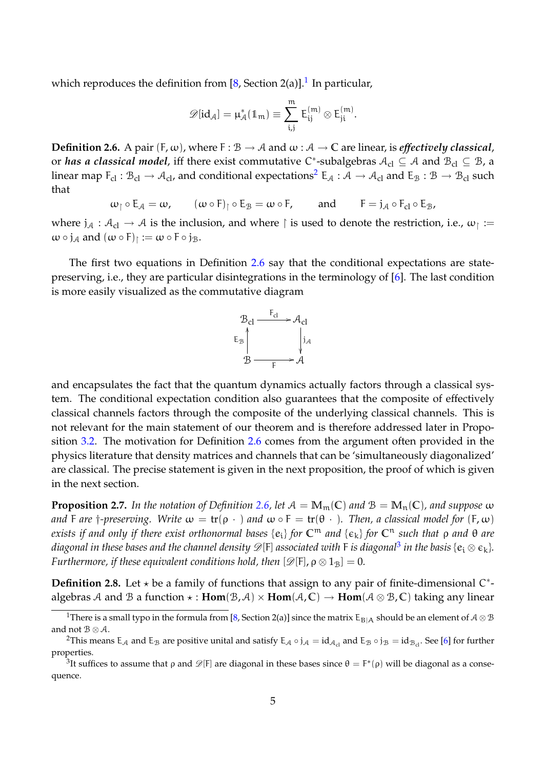which reproduces the definition from [8, Section 2(a)].[1] In particular,

$$\mathscr{D}[\mathrm{id}_{\mathcal{A}}] = \mu_{\mathcal{A}}^{*}(\mathbb{1}_m) \equiv \sum_{i,j}^{m} E_{ij}^{(m)} \otimes E_{ji}^{(m)}.$$

**Definition 2.6.** A pair $(F, \omega)$, where $F : \mathcal{B} \to \mathcal{A}$ and $\omega : \mathcal{A} \to \mathbb{C}$ are linear, is ***effectively classical***, or ***has a classical model***, iff there exist commutative $C^*$-subalgebras $\mathcal{A}_{cl} \subseteq \mathcal{A}$ and $\mathcal{B}_{cl} \subseteq \mathcal{B}$, a linear map $F_{cl} : \mathcal{B}_{cl} \to \mathcal{A}_{cl}$, and conditional expectations[2] $E_{\mathcal{A}} : \mathcal{A} \to \mathcal{A}_{cl}$ and $E_{\mathcal{B}} : \mathcal{B} \to \mathcal{B}_{cl}$ such that

$$\omega_{\upharpoonright} \circ E_{\mathcal{A}} = \omega, \qquad (\omega \circ F)_{\upharpoonright} \circ E_{\mathcal{B}} = \omega \circ F, \qquad \text{and} \qquad F = j_{\mathcal{A}} \circ F_{cl} \circ E_{\mathcal{B}},$$

where $j_{\mathcal{A}} : \mathcal{A}_{cl} \to \mathcal{A}$ is the inclusion, and where $\upharpoonright$ is used to denote the restriction, i.e., $\omega_{\upharpoonright} := \omega \circ j_{\mathcal{A}}$ and $(\omega \circ F)_{\upharpoonright} := \omega \circ F \circ j_{\mathcal{B}}$.

The first two equations in Definition 2.6 say that the conditional expectations are state-preserving, i.e., they are particular disintegrations in the terminology of [6]. The last condition is more easily visualized as the commutative diagram

$$\begin{array}{ccc} \mathcal{B}_{cl} & \xrightarrow{F_{cl}} & \mathcal{A}_{cl} \\ \uparrow E_{\mathcal{B}} & & \downarrow j_{\mathcal{A}} \\ \mathcal{B} & \xrightarrow[F]{} & \mathcal{A} \end{array}$$

and encapsulates the fact that the quantum dynamics actually factors through a classical system. The conditional expectation condition also guarantees that the composite of effectively classical channels factors through the composite of the underlying classical channels. This is not relevant for the main statement of our theorem and is therefore addressed later in Proposition 3.2. The motivation for Definition 2.6 comes from the argument often provided in the physics literature that density matrices and channels that can be 'simultaneously diagonalized' are classical. The precise statement is given in the next proposition, the proof of which is given in the next section.

**Proposition 2.7.** *In the notation of Definition 2.6, let $\mathcal{A} = \mathbb{M}_m(\mathbb{C})$ and $\mathcal{B} = \mathbb{M}_n(\mathbb{C})$, and suppose $\omega$ and $F$ are $\dagger$-preserving. Write $\omega = \mathrm{tr}(\rho\ \cdot\ )$ and $\omega \circ F = \mathrm{tr}(\theta\ \cdot\ )$. Then, a classical model for $(F, \omega)$ exists if and only if there exist orthonormal bases $\{e_i\}$ for $\mathbb{C}^m$ and $\{\epsilon_k\}$ for $\mathbb{C}^n$ such that $\rho$ and $\theta$ are diagonal in these bases and the channel density $\mathscr{D}[F]$ associated with $F$ is diagonal*[3] *in the basis $\{e_i \otimes \epsilon_k\}$. Furthermore, if these equivalent conditions hold, then $[\mathscr{D}[F], \rho \otimes 1_{\mathcal{B}}] = 0$.*

**Definition 2.8.** Let $\star$ be a family of functions that assign to any pair of finite-dimensional $C^*$-algebras $\mathcal{A}$ and $\mathcal{B}$ a function $\star : \mathbf{Hom}(\mathcal{B}, \mathcal{A}) \times \mathbf{Hom}(\mathcal{A}, \mathbb{C}) \to \mathbf{Hom}(\mathcal{A} \otimes \mathcal{B}, \mathbb{C})$ taking any linear

---

[1] There is a small typo in the formula from [8, Section 2(a)] since the matrix $E_{B|A}$ should be an element of $\mathcal{A} \otimes \mathcal{B}$ and not $\mathcal{B} \otimes \mathcal{A}$.

[2] This means $E_{\mathcal{A}}$ and $E_{\mathcal{B}}$ are positive unital and satisfy $E_{\mathcal{A}} \circ j_{\mathcal{A}} = \mathrm{id}_{\mathcal{A}_{cl}}$ and $E_{\mathcal{B}} \circ j_{\mathcal{B}} = \mathrm{id}_{\mathcal{B}_{cl}}$. See [6] for further properties.

[3] It suffices to assume that $\rho$ and $\mathscr{D}[F]$ are diagonal in these bases since $\theta = F^*(\rho)$ will be diagonal as a consequence.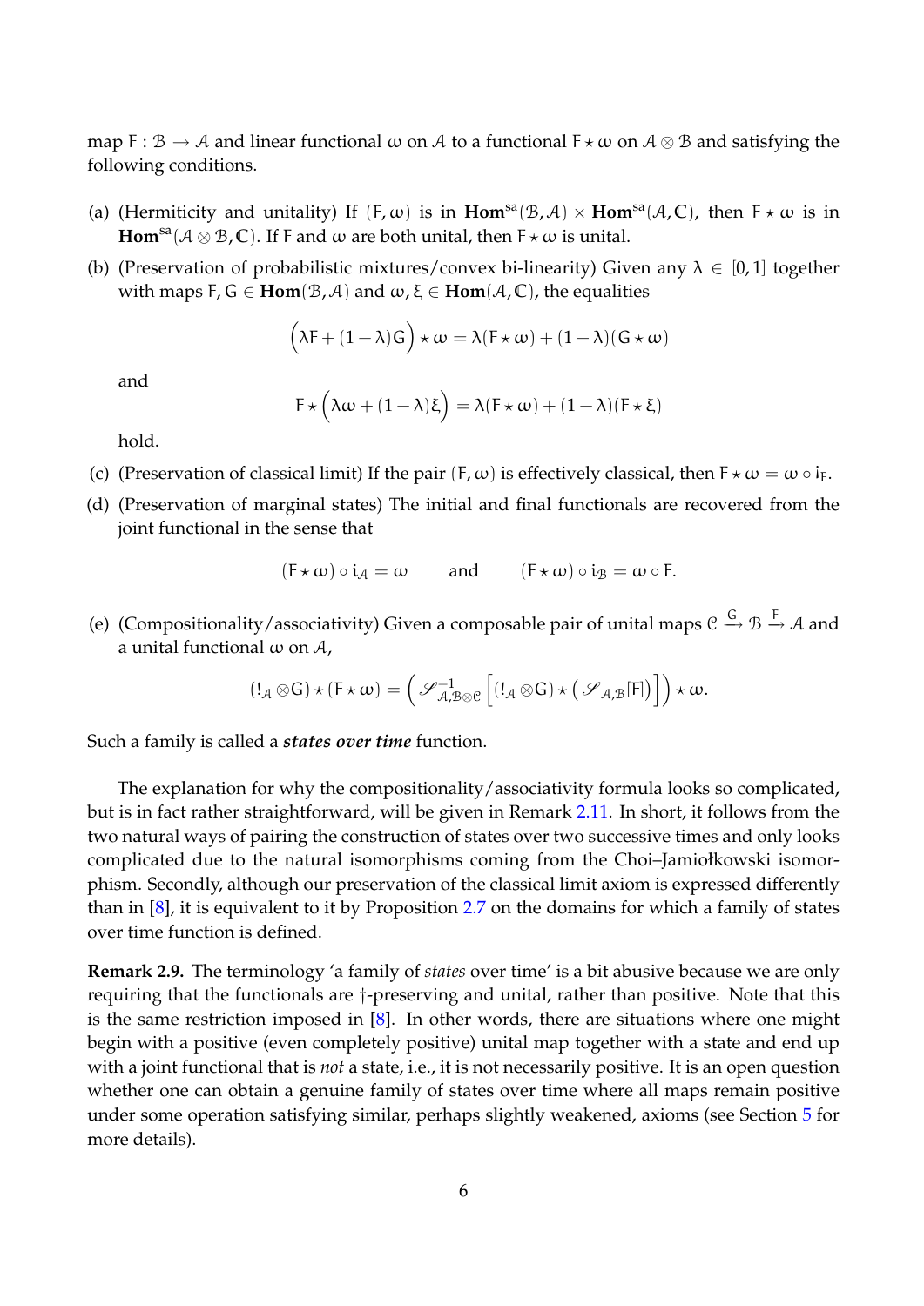map $F : \mathcal{B} \to \mathcal{A}$ and linear functional $\omega$ on $\mathcal{A}$ to a functional $F \star \omega$ on $\mathcal{A} \otimes \mathcal{B}$ and satisfying the following conditions.

(a) (Hermiticity and unitality) If $(F, \omega)$ is in $\mathbf{Hom}^{\mathrm{sa}}(\mathcal{B}, \mathcal{A}) \times \mathbf{Hom}^{\mathrm{sa}}(\mathcal{A}, \mathbb{C})$, then $F \star \omega$ is in $\mathbf{Hom}^{\mathrm{sa}}(\mathcal{A} \otimes \mathcal{B}, \mathbb{C})$. If $F$ and $\omega$ are both unital, then $F \star \omega$ is unital.

(b) (Preservation of probabilistic mixtures/convex bi-linearity) Given any $\lambda \in [0, 1]$ together with maps $F, G \in \mathbf{Hom}(\mathcal{B}, \mathcal{A})$ and $\omega, \xi \in \mathbf{Hom}(\mathcal{A}, \mathbb{C})$, the equalities

$$\Big(\lambda F + (1 - \lambda) G\Big) \star \omega = \lambda (F \star \omega) + (1 - \lambda)(G \star \omega)$$

and

$$F \star \Big(\lambda \omega + (1 - \lambda)\xi\Big) = \lambda (F \star \omega) + (1 - \lambda)(F \star \xi)$$

hold.

(c) (Preservation of classical limit) If the pair $(F, \omega)$ is effectively classical, then $F \star \omega = \omega \circ i_F$.

(d) (Preservation of marginal states) The initial and final functionals are recovered from the joint functional in the sense that

$$(F \star \omega) \circ i_{\mathcal{A}} = \omega \qquad \text{and} \qquad (F \star \omega) \circ i_{\mathcal{B}} = \omega \circ F.$$

(e) (Compositionality/associativity) Given a composable pair of unital maps $\mathcal{C} \xrightarrow{G} \mathcal{B} \xrightarrow{F} \mathcal{A}$ and a unital functional $\omega$ on $\mathcal{A}$,

$$(!_{\mathcal{A}} \otimes G) \star (F \star \omega) = \Big( \mathscr{S}^{-1}_{\mathcal{A}, \mathcal{B} \otimes \mathcal{C}} \Big[ (!_{\mathcal{A}} \otimes G) \star \big( \mathscr{S}_{\mathcal{A}, \mathcal{B}}[F] \big) \Big] \Big) \star \omega.$$

Such a family is called a ***states over time*** function.

The explanation for why the compositionality/associativity formula looks so complicated, but is in fact rather straightforward, will be given in Remark 2.11. In short, it follows from the two natural ways of pairing the construction of states over two successive times and only looks complicated due to the natural isomorphisms coming from the Choi–Jamiołkowski isomorphism. Secondly, although our preservation of the classical limit axiom is expressed differently than in [8], it is equivalent to it by Proposition 2.7 on the domains for which a family of states over time function is defined.

**Remark 2.9.** The terminology 'a family of *states* over time' is a bit abusive because we are only requiring that the functionals are †-preserving and unital, rather than positive. Note that this is the same restriction imposed in [8]. In other words, there are situations where one might begin with a positive (even completely positive) unital map together with a state and end up with a joint functional that is *not* a state, i.e., it is not necessarily positive. It is an open question whether one can obtain a genuine family of states over time where all maps remain positive under some operation satisfying similar, perhaps slightly weakened, axioms (see Section 5 for more details).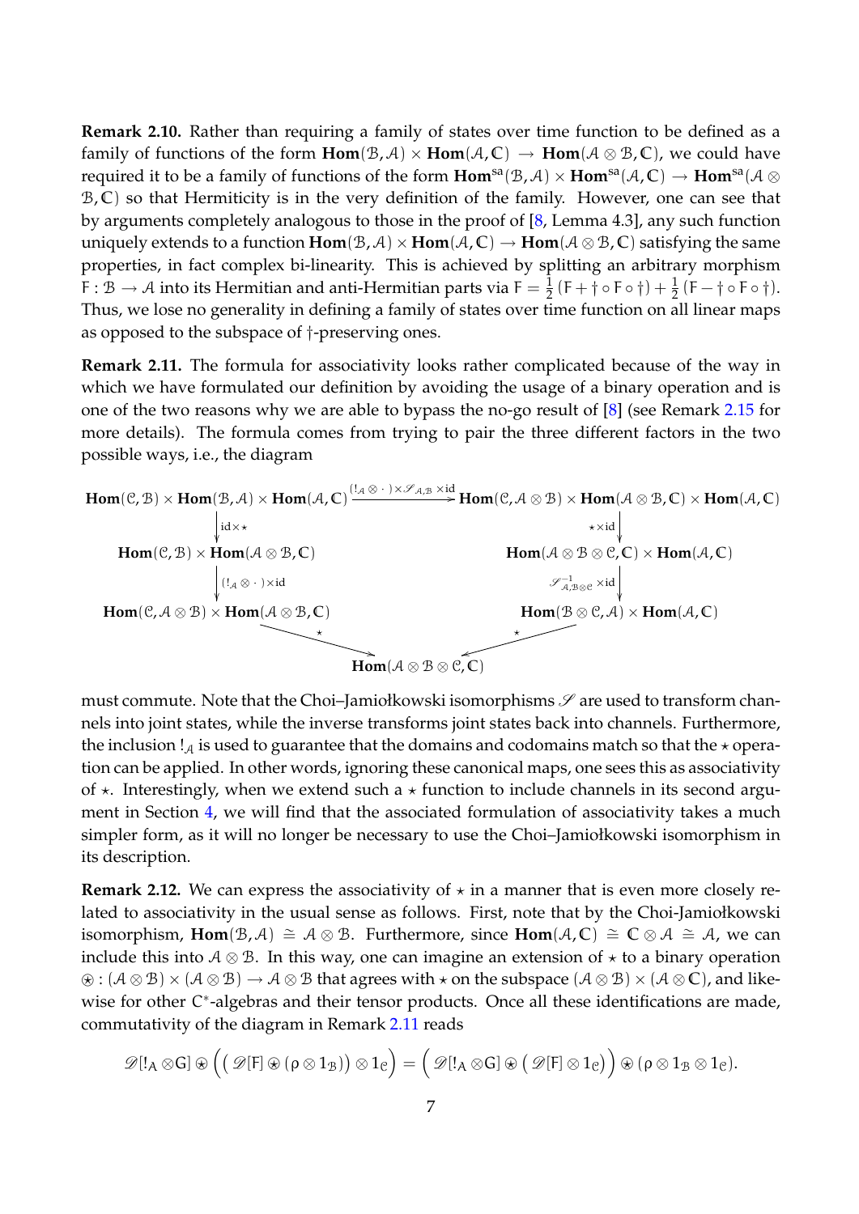**Remark 2.10.** Rather than requiring a family of states over time function to be defined as a family of functions of the form $\mathbf{Hom}(\mathcal{B},\mathcal{A}) \times \mathbf{Hom}(\mathcal{A},\mathbb{C}) \to \mathbf{Hom}(\mathcal{A}\otimes\mathcal{B},\mathbb{C})$, we could have required it to be a family of functions of the form $\mathbf{Hom}^{\mathrm{sa}}(\mathcal{B},\mathcal{A}) \times \mathbf{Hom}^{\mathrm{sa}}(\mathcal{A},\mathbb{C}) \to \mathbf{Hom}^{\mathrm{sa}}(\mathcal{A}\otimes\mathcal{B},\mathbb{C})$ so that Hermiticity is in the very definition of the family. However, one can see that by arguments completely analogous to those in the proof of [8, Lemma 4.3], any such function uniquely extends to a function $\mathbf{Hom}(\mathcal{B},\mathcal{A}) \times \mathbf{Hom}(\mathcal{A},\mathbb{C}) \to \mathbf{Hom}(\mathcal{A}\otimes\mathcal{B},\mathbb{C})$ satisfying the same properties, in fact complex bi-linearity. This is achieved by splitting an arbitrary morphism $\mathsf{F}:\mathcal{B}\to\mathcal{A}$ into its Hermitian and anti-Hermitian parts via $\mathsf{F} = \frac{1}{2}(\mathsf{F} + \dagger\circ\mathsf{F}\circ\dagger) + \frac{1}{2}(\mathsf{F} - \dagger\circ\mathsf{F}\circ\dagger)$. Thus, we lose no generality in defining a family of states over time function on all linear maps as opposed to the subspace of $\dagger$-preserving ones.

**Remark 2.11.** The formula for associativity looks rather complicated because of the way in which we have formulated our definition by avoiding the usage of a binary operation and is one of the two reasons why we are able to bypass the no-go result of [8] (see Remark 2.15 for more details). The formula comes from trying to pair the three different factors in the two possible ways, i.e., the diagram

$$
\begin{array}{ccc}
\mathbf{Hom}(\mathcal{C},\mathcal{B}) \times \mathbf{Hom}(\mathcal{B},\mathcal{A}) \times \mathbf{Hom}(\mathcal{A},\mathbb{C}) & \xrightarrow{(!_{\mathcal{A}}\otimes\,\cdot\,)\times\mathscr{S}_{\mathcal{A},\mathcal{B}}\times\mathrm{id}} & \mathbf{Hom}(\mathcal{C},\mathcal{A}\otimes\mathcal{B}) \times \mathbf{Hom}(\mathcal{A}\otimes\mathcal{B},\mathbb{C}) \times \mathbf{Hom}(\mathcal{A},\mathbb{C}) \\
\downarrow{\scriptstyle \mathrm{id}\times\star} & & \downarrow{\scriptstyle \star\times\mathrm{id}} \\
\mathbf{Hom}(\mathcal{C},\mathcal{B}) \times \mathbf{Hom}(\mathcal{A}\otimes\mathcal{B},\mathbb{C}) & & \mathbf{Hom}(\mathcal{A}\otimes\mathcal{B}\otimes\mathcal{C},\mathbb{C}) \times \mathbf{Hom}(\mathcal{A},\mathbb{C}) \\
\downarrow{\scriptstyle (!_{\mathcal{A}}\otimes\,\cdot\,)\times\mathrm{id}} & & \downarrow{\scriptstyle \mathscr{S}^{-1}_{\mathcal{A},\mathcal{B}\otimes\mathcal{C}}\times\mathrm{id}} \\
\mathbf{Hom}(\mathcal{C},\mathcal{A}\otimes\mathcal{B}) \times \mathbf{Hom}(\mathcal{A}\otimes\mathcal{B},\mathbb{C}) & & \mathbf{Hom}(\mathcal{B}\otimes\mathcal{C},\mathcal{A}) \times \mathbf{Hom}(\mathcal{A},\mathbb{C}) \\
& \searrow^{\star} \quad \mathbf{Hom}(\mathcal{A}\otimes\mathcal{B}\otimes\mathcal{C},\mathbb{C}) \quad {}^{\star}\swarrow &
\end{array}
$$

must commute. Note that the Choi–Jamiołkowski isomorphisms $\mathscr{S}$ are used to transform channels into joint states, while the inverse transforms joint states back into channels. Furthermore, the inclusion $!_{\mathcal{A}}$ is used to guarantee that the domains and codomains match so that the $\star$ operation can be applied. In other words, ignoring these canonical maps, one sees this as associativity of $\star$. Interestingly, when we extend such a $\star$ function to include channels in its second argument in Section 4, we will find that the associated formulation of associativity takes a much simpler form, as it will no longer be necessary to use the Choi–Jamiołkowski isomorphism in its description.

**Remark 2.12.** We can express the associativity of $\star$ in a manner that is even more closely related to associativity in the usual sense as follows. First, note that by the Choi-Jamiołkowski isomorphism, $\mathbf{Hom}(\mathcal{B},\mathcal{A}) \cong \mathcal{A}\otimes\mathcal{B}$. Furthermore, since $\mathbf{Hom}(\mathcal{A},\mathbb{C}) \cong \mathbb{C}\otimes\mathcal{A} \cong \mathcal{A}$, we can include this into $\mathcal{A}\otimes\mathcal{B}$. In this way, one can imagine an extension of $\star$ to a binary operation $\circledast : (\mathcal{A}\otimes\mathcal{B}) \times (\mathcal{A}\otimes\mathcal{B}) \to \mathcal{A}\otimes\mathcal{B}$ that agrees with $\star$ on the subspace $(\mathcal{A}\otimes\mathcal{B}) \times (\mathcal{A}\otimes\mathbb{C})$, and likewise for other C*-algebras and their tensor products. Once all these identifications are made, commutativity of the diagram in Remark 2.11 reads

$$
\mathscr{D}[!_{\mathsf{A}}\otimes\mathsf{G}] \circledast \Big( \big(\mathscr{D}[\mathsf{F}] \circledast (\rho\otimes 1_{\mathcal{B}})\big) \otimes 1_{\mathcal{C}} \Big) = \Big( \mathscr{D}[!_{\mathsf{A}}\otimes\mathsf{G}] \circledast \big(\mathscr{D}[\mathsf{F}] \otimes 1_{\mathcal{C}}\big) \Big) \circledast (\rho\otimes 1_{\mathcal{B}}\otimes 1_{\mathcal{C}}).
$$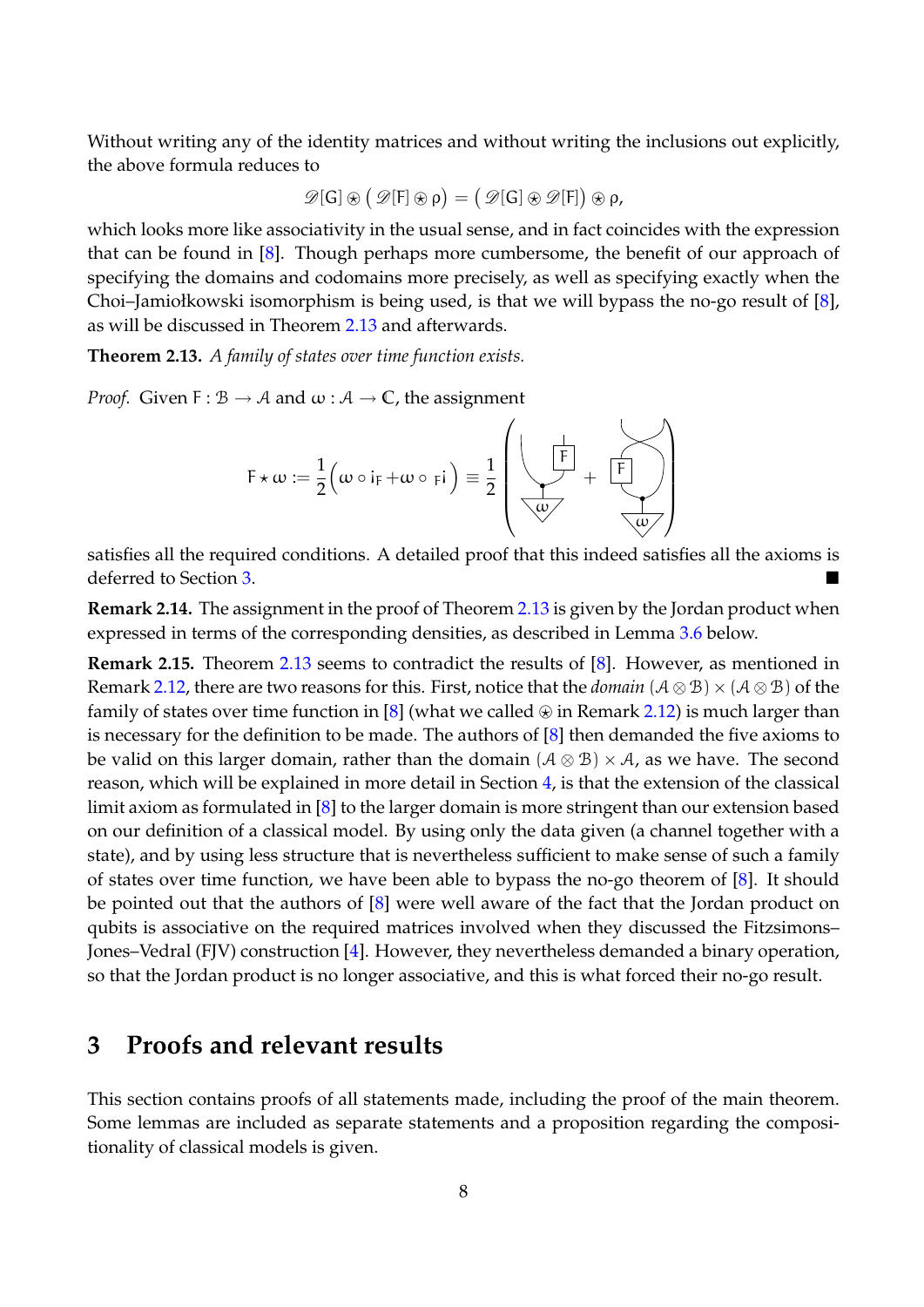Without writing any of the identity matrices and without writing the inclusions out explicitly, the above formula reduces to

$$\mathscr{D}[G] \circledast \big( \mathscr{D}[F] \circledast \rho \big) = \big( \mathscr{D}[G] \circledast \mathscr{D}[F] \big) \circledast \rho,$$

which looks more like associativity in the usual sense, and in fact coincides with the expression that can be found in [8]. Though perhaps more cumbersome, the benefit of our approach of specifying the domains and codomains more precisely, as well as specifying exactly when the Choi–Jamiołkowski isomorphism is being used, is that we will bypass the no-go result of [8], as will be discussed in Theorem 2.13 and afterwards.

**Theorem 2.13.** *A family of states over time function exists.*

*Proof.* Given $F : \mathcal{B} \to \mathcal{A}$ and $\omega : \mathcal{A} \to \mathbb{C}$, the assignment

$$F \star \omega := \frac{1}{2}\Big( \omega \circ i_F + \omega \circ {}_F i \Big) \equiv \frac{1}{2}\left( \text{[diagram]} + \text{[diagram]} \right)$$

satisfies all the required conditions. A detailed proof that this indeed satisfies all the axioms is deferred to Section 3. ■

**Remark 2.14.** The assignment in the proof of Theorem 2.13 is given by the Jordan product when expressed in terms of the corresponding densities, as described in Lemma 3.6 below.

**Remark 2.15.** Theorem 2.13 seems to contradict the results of [8]. However, as mentioned in Remark 2.12, there are two reasons for this. First, notice that the *domain* $(\mathcal{A} \otimes \mathcal{B}) \times (\mathcal{A} \otimes \mathcal{B})$ of the family of states over time function in [8] (what we called $\circledast$ in Remark 2.12) is much larger than is necessary for the definition to be made. The authors of [8] then demanded the five axioms to be valid on this larger domain, rather than the domain $(\mathcal{A} \otimes \mathcal{B}) \times \mathcal{A}$, as we have. The second reason, which will be explained in more detail in Section 4, is that the extension of the classical limit axiom as formulated in [8] to the larger domain is more stringent than our extension based on our definition of a classical model. By using only the data given (a channel together with a state), and by using less structure that is nevertheless sufficient to make sense of such a family of states over time function, we have been able to bypass the no-go theorem of [8]. It should be pointed out that the authors of [8] were well aware of the fact that the Jordan product on qubits is associative on the required matrices involved when they discussed the Fitzsimons–Jones–Vedral (FJV) construction [4]. However, they nevertheless demanded a binary operation, so that the Jordan product is no longer associative, and this is what forced their no-go result.

## 3 Proofs and relevant results

This section contains proofs of all statements made, including the proof of the main theorem. Some lemmas are included as separate statements and a proposition regarding the compositionality of classical models is given.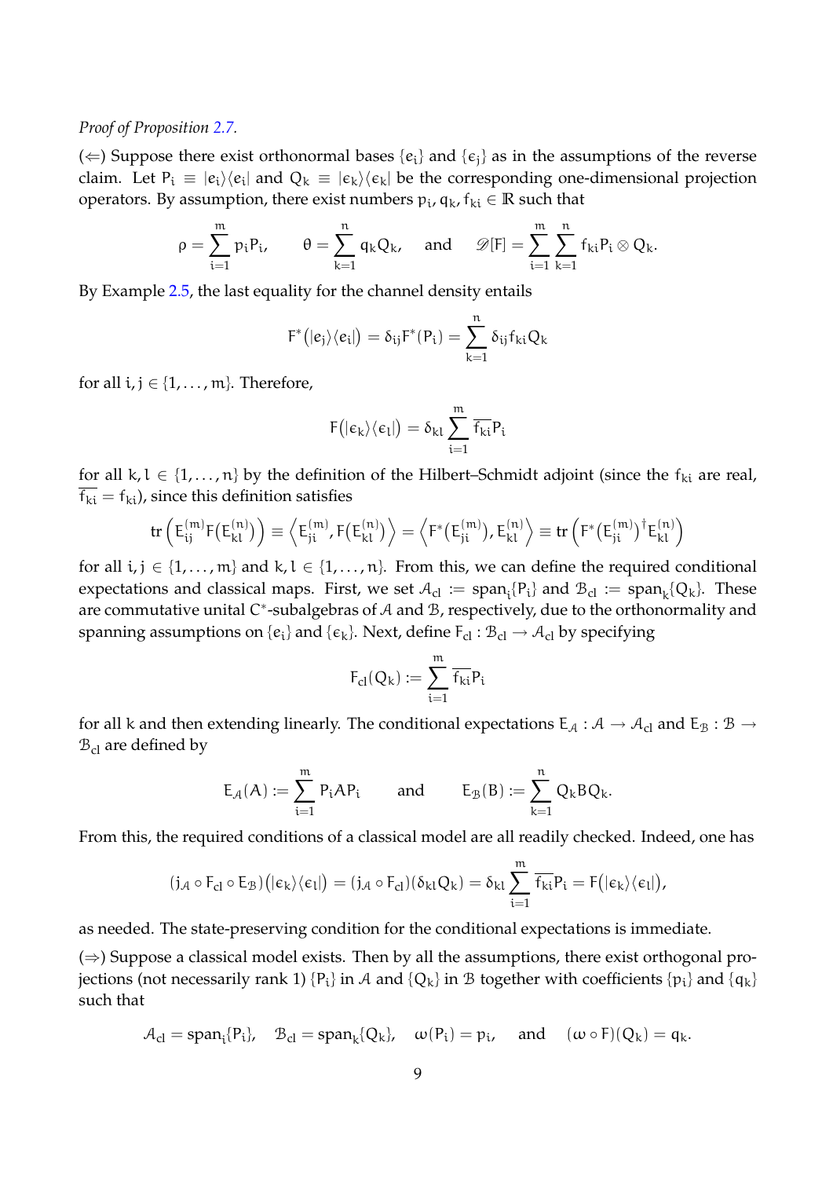*Proof of Proposition 2.7.*

(⇐) Suppose there exist orthonormal bases $\{e_i\}$ and $\{\epsilon_j\}$ as in the assumptions of the reverse claim. Let $P_i \equiv |e_i\rangle\langle e_i|$ and $Q_k \equiv |\epsilon_k\rangle\langle\epsilon_k|$ be the corresponding one-dimensional projection operators. By assumption, there exist numbers $p_i, q_k, f_{ki} \in \mathbb{R}$ such that

$$\rho = \sum_{i=1}^{m} p_i P_i, \qquad \theta = \sum_{k=1}^{n} q_k Q_k, \quad \text{and} \quad \mathscr{D}[F] = \sum_{i=1}^{m}\sum_{k=1}^{n} f_{ki} P_i \otimes Q_k.$$

By Example 2.5, the last equality for the channel density entails

$$F^*\big(|e_j\rangle\langle e_i|\big) = \delta_{ij} F^*(P_i) = \sum_{k=1}^{n} \delta_{ij} f_{ki} Q_k$$

for all $i, j \in \{1, \ldots, m\}$. Therefore,

$$F\big(|\epsilon_k\rangle\langle\epsilon_l|\big) = \delta_{kl} \sum_{i=1}^{m} \overline{f_{ki}} P_i$$

for all $k, l \in \{1, \ldots, n\}$ by the definition of the Hilbert–Schmidt adjoint (since the $f_{ki}$ are real, $\overline{f_{ki}} = f_{ki}$), since this definition satisfies

$$\operatorname{tr}\Big(E_{ij}^{(m)} F\big(E_{kl}^{(n)}\big)\Big) \equiv \Big\langle E_{ji}^{(m)}, F\big(E_{kl}^{(n)}\big)\Big\rangle = \Big\langle F^*\big(E_{ji}^{(m)}\big), E_{kl}^{(n)}\Big\rangle \equiv \operatorname{tr}\Big(F^*\big(E_{ji}^{(m)}\big)^\dagger E_{kl}^{(n)}\Big)$$

for all $i, j \in \{1, \ldots, m\}$ and $k, l \in \{1, \ldots, n\}$. From this, we can define the required conditional expectations and classical maps. First, we set $\mathcal{A}_{\text{cl}} := \operatorname{span}_i\{P_i\}$ and $\mathcal{B}_{\text{cl}} := \operatorname{span}_k\{Q_k\}$. These are commutative unital $C^*$-subalgebras of $\mathcal{A}$ and $\mathcal{B}$, respectively, due to the orthonormality and spanning assumptions on $\{e_i\}$ and $\{\epsilon_k\}$. Next, define $F_{\text{cl}} : \mathcal{B}_{\text{cl}} \to \mathcal{A}_{\text{cl}}$ by specifying

$$F_{\text{cl}}(Q_k) := \sum_{i=1}^{m} \overline{f_{ki}} P_i$$

for all $k$ and then extending linearly. The conditional expectations $E_{\mathcal{A}} : \mathcal{A} \to \mathcal{A}_{\text{cl}}$ and $E_{\mathcal{B}} : \mathcal{B} \to \mathcal{B}_{\text{cl}}$ are defined by

$$E_{\mathcal{A}}(A) := \sum_{i=1}^{m} P_i A P_i \qquad \text{and} \qquad E_{\mathcal{B}}(B) := \sum_{k=1}^{n} Q_k B Q_k.$$

From this, the required conditions of a classical model are all readily checked. Indeed, one has

$$(j_{\mathcal{A}} \circ F_{\text{cl}} \circ E_{\mathcal{B}})\big(|\epsilon_k\rangle\langle\epsilon_l|\big) = (j_{\mathcal{A}} \circ F_{\text{cl}})(\delta_{kl} Q_k) = \delta_{kl} \sum_{i=1}^{m} \overline{f_{ki}} P_i = F\big(|\epsilon_k\rangle\langle\epsilon_l|\big),$$

as needed. The state-preserving condition for the conditional expectations is immediate.

(⇒) Suppose a classical model exists. Then by all the assumptions, there exist orthogonal projections (not necessarily rank 1) $\{P_i\}$ in $\mathcal{A}$ and $\{Q_k\}$ in $\mathcal{B}$ together with coefficients $\{p_i\}$ and $\{q_k\}$ such that

$$\mathcal{A}_{\text{cl}} = \operatorname{span}_i\{P_i\}, \quad \mathcal{B}_{\text{cl}} = \operatorname{span}_k\{Q_k\}, \quad \omega(P_i) = p_i, \quad \text{and} \quad (\omega \circ F)(Q_k) = q_k.$$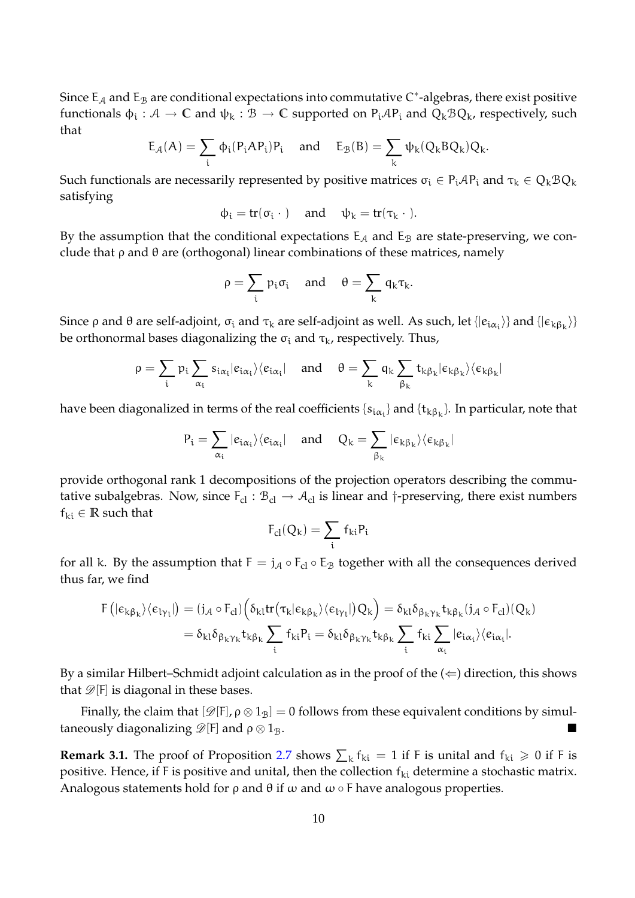Since $E_{\mathcal{A}}$ and $E_{\mathcal{B}}$ are conditional expectations into commutative $C^*$-algebras, there exist positive functionals $\phi_i : \mathcal{A} \to \mathbb{C}$ and $\psi_k : \mathcal{B} \to \mathbb{C}$ supported on $P_i\mathcal{A}P_i$ and $Q_k\mathcal{B}Q_k$, respectively, such that

$$E_{\mathcal{A}}(A) = \sum_i \phi_i(P_iAP_i)P_i \quad \text{and} \quad E_{\mathcal{B}}(B) = \sum_k \psi_k(Q_kBQ_k)Q_k.$$

Such functionals are necessarily represented by positive matrices $\sigma_i \in P_i\mathcal{A}P_i$ and $\tau_k \in Q_k\mathcal{B}Q_k$ satisfying

$$\phi_i = \mathrm{tr}(\sigma_i \,\cdot\,) \quad \text{and} \quad \psi_k = \mathrm{tr}(\tau_k \,\cdot\,).$$

By the assumption that the conditional expectations $E_{\mathcal{A}}$ and $E_{\mathcal{B}}$ are state-preserving, we conclude that $\rho$ and $\theta$ are (orthogonal) linear combinations of these matrices, namely

$$\rho = \sum_i p_i\sigma_i \quad \text{and} \quad \theta = \sum_k q_k\tau_k.$$

Since $\rho$ and $\theta$ are self-adjoint, $\sigma_i$ and $\tau_k$ are self-adjoint as well. As such, let $\{|e_{i\alpha_i}\rangle\}$ and $\{|\epsilon_{k\beta_k}\rangle\}$ be orthonormal bases diagonalizing the $\sigma_i$ and $\tau_k$, respectively. Thus,

$$\rho = \sum_i p_i \sum_{\alpha_i} s_{i\alpha_i}|e_{i\alpha_i}\rangle\langle e_{i\alpha_i}| \quad \text{and} \quad \theta = \sum_k q_k \sum_{\beta_k} t_{k\beta_k}|\epsilon_{k\beta_k}\rangle\langle \epsilon_{k\beta_k}|$$

have been diagonalized in terms of the real coefficients $\{s_{i\alpha_i}\}$ and $\{t_{k\beta_k}\}$. In particular, note that

$$P_i = \sum_{\alpha_i} |e_{i\alpha_i}\rangle\langle e_{i\alpha_i}| \quad \text{and} \quad Q_k = \sum_{\beta_k} |\epsilon_{k\beta_k}\rangle\langle \epsilon_{k\beta_k}|$$

provide orthogonal rank 1 decompositions of the projection operators describing the commutative subalgebras. Now, since $F_{\mathrm{cl}} : \mathcal{B}_{\mathrm{cl}} \to \mathcal{A}_{\mathrm{cl}}$ is linear and †-preserving, there exist numbers $f_{ki} \in \mathbb{R}$ such that

$$F_{\mathrm{cl}}(Q_k) = \sum_i f_{ki}P_i$$

for all $k$. By the assumption that $F = j_{\mathcal{A}} \circ F_{\mathrm{cl}} \circ E_{\mathcal{B}}$ together with all the consequences derived thus far, we find

$$\begin{aligned} F\left(|\epsilon_{k\beta_k}\rangle\langle\epsilon_{l\gamma_l}|\right) &= (j_{\mathcal{A}} \circ F_{\mathrm{cl}})\Big(\delta_{kl}\mathrm{tr}\big(\tau_k|\epsilon_{k\beta_k}\rangle\langle\epsilon_{l\gamma_l}|\big)Q_k\Big) = \delta_{kl}\delta_{\beta_k\gamma_k}t_{k\beta_k}(j_{\mathcal{A}} \circ F_{\mathrm{cl}})(Q_k) \\ &= \delta_{kl}\delta_{\beta_k\gamma_k}t_{k\beta_k}\sum_i f_{ki}P_i = \delta_{kl}\delta_{\beta_k\gamma_k}t_{k\beta_k}\sum_i f_{ki}\sum_{\alpha_i}|e_{i\alpha_i}\rangle\langle e_{i\alpha_i}|. \end{aligned}$$

By a similar Hilbert–Schmidt adjoint calculation as in the proof of the ($\Leftarrow$) direction, this shows that $\mathscr{D}[F]$ is diagonal in these bases.

Finally, the claim that $[\mathscr{D}[F], \rho \otimes 1_{\mathcal{B}}] = 0$ follows from these equivalent conditions by simultaneously diagonalizing $\mathscr{D}[F]$ and $\rho \otimes 1_{\mathcal{B}}$. ∎

**Remark 3.1.** The proof of Proposition 2.7 shows $\sum_k f_{ki} = 1$ if $F$ is unital and $f_{ki} \geqslant 0$ if $F$ is positive. Hence, if $F$ is positive and unital, then the collection $f_{ki}$ determine a stochastic matrix. Analogous statements hold for $\rho$ and $\theta$ if $\omega$ and $\omega \circ F$ have analogous properties.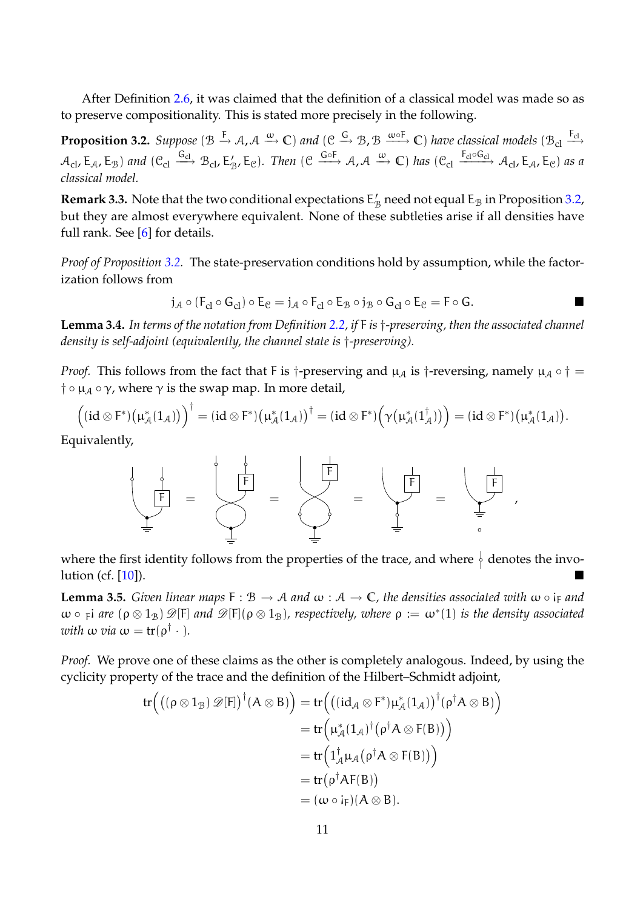After Definition 2.6, it was claimed that the definition of a classical model was made so as to preserve compositionality. This is stated more precisely in the following.

**Proposition 3.2.** *Suppose* $(\mathcal{B} \xrightarrow{F} \mathcal{A}, \mathcal{A} \xrightarrow{\omega} \mathbb{C})$ *and* $(\mathcal{C} \xrightarrow{G} \mathcal{B}, \mathcal{B} \xrightarrow{\omega \circ F} \mathbb{C})$ *have classical models* $(\mathcal{B}_{\mathrm{cl}} \xrightarrow{F_{\mathrm{cl}}} \mathcal{A}_{\mathrm{cl}}, E_{\mathcal{A}}, E_{\mathcal{B}})$ *and* $(\mathcal{C}_{\mathrm{cl}} \xrightarrow{G_{\mathrm{cl}}} \mathcal{B}_{\mathrm{cl}}, E'_{\mathcal{B}}, E_{\mathcal{C}})$*. Then* $(\mathcal{C} \xrightarrow{G \circ F} \mathcal{A}, \mathcal{A} \xrightarrow{\omega} \mathbb{C})$ *has* $(\mathcal{C}_{\mathrm{cl}} \xrightarrow{F_{\mathrm{cl}} \circ G_{\mathrm{cl}}} \mathcal{A}_{\mathrm{cl}}, E_{\mathcal{A}}, E_{\mathcal{C}})$ *as a classical model.*

**Remark 3.3.** Note that the two conditional expectations $E'_{\mathcal{B}}$ need not equal $E_{\mathcal{B}}$ in Proposition 3.2, but they are almost everywhere equivalent. None of these subtleties arise if all densities have full rank. See [6] for details.

*Proof of Proposition 3.2.* The state-preservation conditions hold by assumption, while the factorization follows from

$$j_{\mathcal{A}} \circ (F_{\mathrm{cl}} \circ G_{\mathrm{cl}}) \circ E_{\mathcal{C}} = j_{\mathcal{A}} \circ F_{\mathrm{cl}} \circ E_{\mathcal{B}} \circ j_{\mathcal{B}} \circ G_{\mathrm{cl}} \circ E_{\mathcal{C}} = F \circ G.$$

■

**Lemma 3.4.** *In terms of the notation from Definition 2.2, if F is †-preserving, then the associated channel density is self-adjoint (equivalently, the channel state is †-preserving).*

*Proof.* This follows from the fact that F is †-preserving and $\mu_{\mathcal{A}}$ is †-reversing, namely $\mu_{\mathcal{A}} \circ \dagger = \dagger \circ \mu_{\mathcal{A}} \circ \gamma$, where $\gamma$ is the swap map. In more detail,

$$\Big((\mathrm{id} \otimes F^*)\big(\mu^*_{\mathcal{A}}(1_{\mathcal{A}})\big)\Big)^\dagger = (\mathrm{id} \otimes F^*)\big(\mu^*_{\mathcal{A}}(1_{\mathcal{A}})\big)^\dagger = (\mathrm{id} \otimes F^*)\Big(\gamma\big(\mu^*_{\mathcal{A}}(1^\dagger_{\mathcal{A}})\big)\Big) = (\mathrm{id} \otimes F^*)\big(\mu^*_{\mathcal{A}}(1_{\mathcal{A}})\big).$$

Equivalently,

[string diagram equalities]

where the first identity follows from the properties of the trace, and where a string with a small circle denotes the involution (cf. [10]). ■

**Lemma 3.5.** *Given linear maps* $F : \mathcal{B} \to \mathcal{A}$ *and* $\omega : \mathcal{A} \to \mathbb{C}$*, the densities associated with* $\omega \circ i_F$ *and* $\omega \circ {}_F i$ *are* $(\rho \otimes 1_{\mathcal{B}})\,\mathscr{D}[F]$ *and* $\mathscr{D}[F](\rho \otimes 1_{\mathcal{B}})$*, respectively, where* $\rho := \omega^*(1)$ *is the density associated with* $\omega$ *via* $\omega = \mathrm{tr}(\rho^\dagger \,\cdot\,)$.

*Proof.* We prove one of these claims as the other is completely analogous. Indeed, by using the cyclicity property of the trace and the definition of the Hilbert–Schmidt adjoint,

$$\begin{aligned}
\mathrm{tr}\Big(\big((\rho \otimes 1_{\mathcal{B}})\,\mathscr{D}[F]\big)^\dagger (A \otimes B)\Big) &= \mathrm{tr}\Big(\big((\mathrm{id}_{\mathcal{A}} \otimes F^*)\mu^*_{\mathcal{A}}(1_{\mathcal{A}})\big)^\dagger (\rho^\dagger A \otimes B)\Big) \\
&= \mathrm{tr}\Big(\mu^*_{\mathcal{A}}(1_{\mathcal{A}})^\dagger \big(\rho^\dagger A \otimes F(B)\big)\Big) \\
&= \mathrm{tr}\Big(1^\dagger_{\mathcal{A}} \mu_{\mathcal{A}}\big(\rho^\dagger A \otimes F(B)\big)\Big) \\
&= \mathrm{tr}\big(\rho^\dagger A F(B)\big) \\
&= (\omega \circ i_F)(A \otimes B).
\end{aligned}$$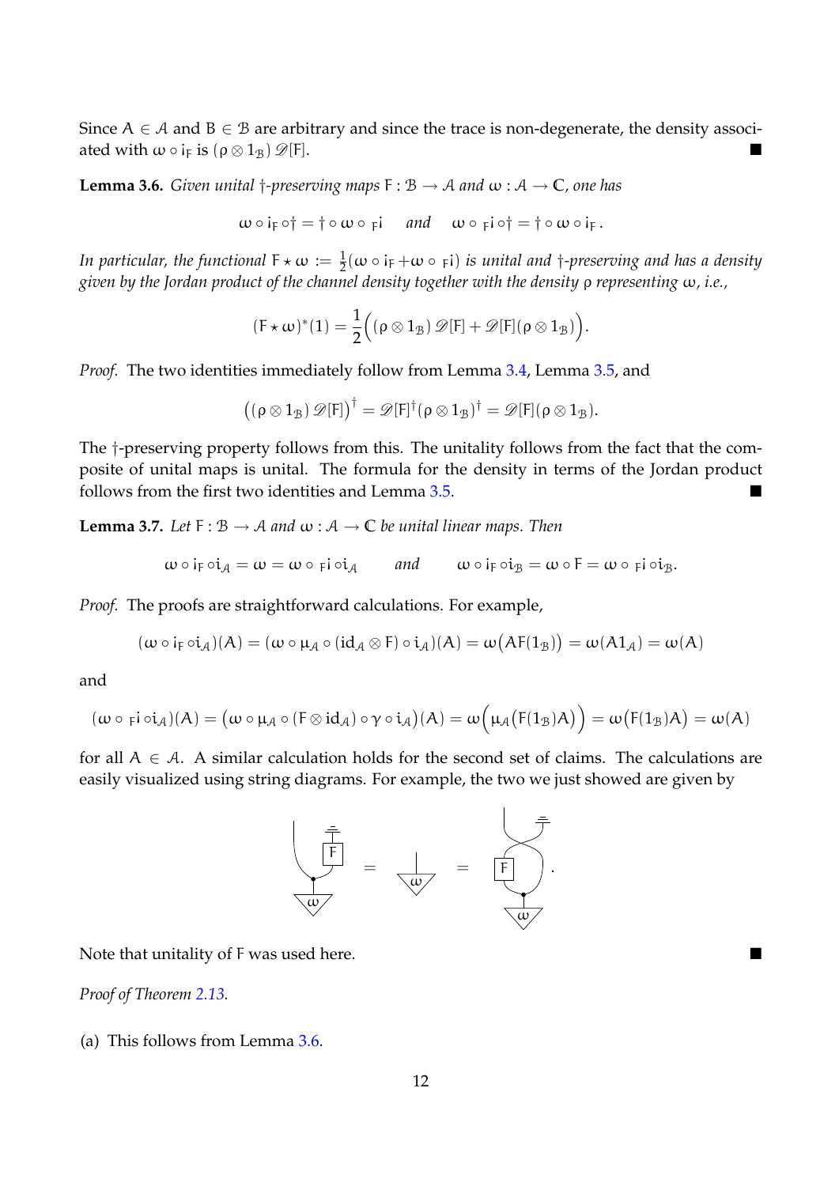Since $A \in \mathcal{A}$ and $B \in \mathcal{B}$ are arbitrary and since the trace is non-degenerate, the density associated with $\omega \circ i_F$ is $(\rho \otimes 1_{\mathcal{B}})\, \mathscr{D}[F]$. ■

**Lemma 3.6.** *Given unital †-preserving maps $F : \mathcal{B} \to \mathcal{A}$ and $\omega : \mathcal{A} \to \mathbb{C}$, one has*

$$\omega \circ i_F \circ \dagger = \dagger \circ \omega \circ {}_F i \quad \text{and} \quad \omega \circ {}_F i \circ \dagger = \dagger \circ \omega \circ i_F .$$

*In particular, the functional $F \star \omega := \frac{1}{2}(\omega \circ i_F + \omega \circ {}_F i)$ is unital and †-preserving and has a density given by the Jordan product of the channel density together with the density $\rho$ representing $\omega$, i.e.,*

$$(F \star \omega)^*(1) = \frac{1}{2}\Big( (\rho \otimes 1_{\mathcal{B}})\, \mathscr{D}[F] + \mathscr{D}[F](\rho \otimes 1_{\mathcal{B}}) \Big).$$

*Proof.* The two identities immediately follow from Lemma 3.4, Lemma 3.5, and

$$\big( (\rho \otimes 1_{\mathcal{B}})\, \mathscr{D}[F] \big)^\dagger = \mathscr{D}[F]^\dagger (\rho \otimes 1_{\mathcal{B}})^\dagger = \mathscr{D}[F](\rho \otimes 1_{\mathcal{B}}).$$

The †-preserving property follows from this. The unitality follows from the fact that the composite of unital maps is unital. The formula for the density in terms of the Jordan product follows from the first two identities and Lemma 3.5. ■

**Lemma 3.7.** *Let $F : \mathcal{B} \to \mathcal{A}$ and $\omega : \mathcal{A} \to \mathbb{C}$ be unital linear maps. Then*

$$\omega \circ i_F \circ i_{\mathcal{A}} = \omega = \omega \circ {}_F i \circ i_{\mathcal{A}} \qquad \text{and} \qquad \omega \circ i_F \circ i_{\mathcal{B}} = \omega \circ F = \omega \circ {}_F i \circ i_{\mathcal{B}}.$$

*Proof.* The proofs are straightforward calculations. For example,

$$(\omega \circ i_F \circ i_{\mathcal{A}})(A) = (\omega \circ \mu_{\mathcal{A}} \circ (\mathrm{id}_{\mathcal{A}} \otimes F) \circ i_{\mathcal{A}})(A) = \omega\big(AF(1_{\mathcal{B}})\big) = \omega(A1_{\mathcal{A}}) = \omega(A)$$

and

$$(\omega \circ {}_F i \circ i_{\mathcal{A}})(A) = \big(\omega \circ \mu_{\mathcal{A}} \circ (F \otimes \mathrm{id}_{\mathcal{A}}) \circ \gamma \circ i_{\mathcal{A}}\big)(A) = \omega\Big(\mu_{\mathcal{A}}\big(F(1_{\mathcal{B}})A\big)\Big) = \omega\big(F(1_{\mathcal{B}})A\big) = \omega(A)$$

for all $A \in \mathcal{A}$. A similar calculation holds for the second set of claims. The calculations are easily visualized using string diagrams. For example, the two we just showed are given by

Note that unitality of $F$ was used here. ■

*Proof of Theorem 2.13.*

(a) This follows from Lemma 3.6.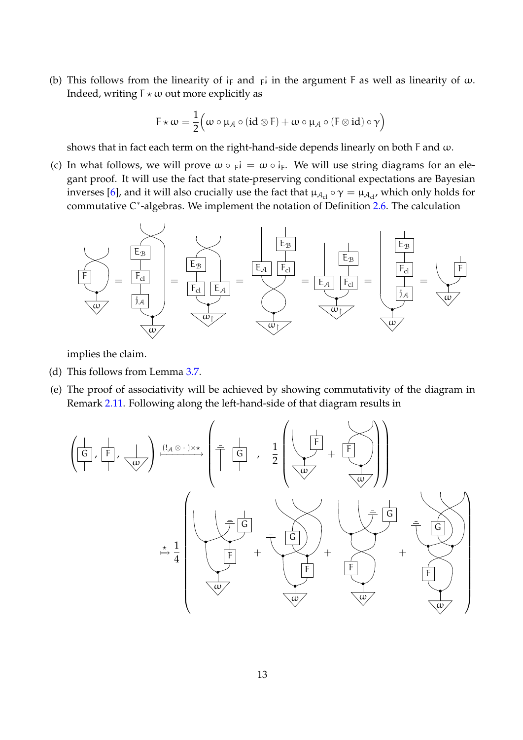(b) This follows from the linearity of $\mathrm{i}_\mathsf{F}$ and ${}_\mathsf{F}\mathrm{i}$ in the argument $\mathsf{F}$ as well as linearity of $\omega$. Indeed, writing $\mathsf{F} \star \omega$ out more explicitly as

$$\mathsf{F} \star \omega = \frac{1}{2}\Big( \omega \circ \mu_{\mathcal{A}} \circ (\mathrm{id} \otimes \mathsf{F}) + \omega \circ \mu_{\mathcal{A}} \circ (\mathsf{F} \otimes \mathrm{id}) \circ \gamma \Big)$$

shows that in fact each term on the right-hand-side depends linearly on both $\mathsf{F}$ and $\omega$.

(c) In what follows, we will prove $\omega \circ {}_\mathsf{F}\mathrm{i} = \omega \circ \mathrm{i}_\mathsf{F}$. We will use string diagrams for an elegant proof. It will use the fact that state-preserving conditional expectations are Bayesian inverses [6], and it will also crucially use the fact that $\mu_{\mathcal{A}_{\mathrm{cl}}} \circ \gamma = \mu_{\mathcal{A}_{\mathrm{cl}}}$, which only holds for commutative C*-algebras. We implement the notation of Definition 2.6. The calculation

implies the claim.

(d) This follows from Lemma 3.7.

(e) The proof of associativity will be achieved by showing commutativity of the diagram in Remark 2.11. Following along the left-hand-side of that diagram results in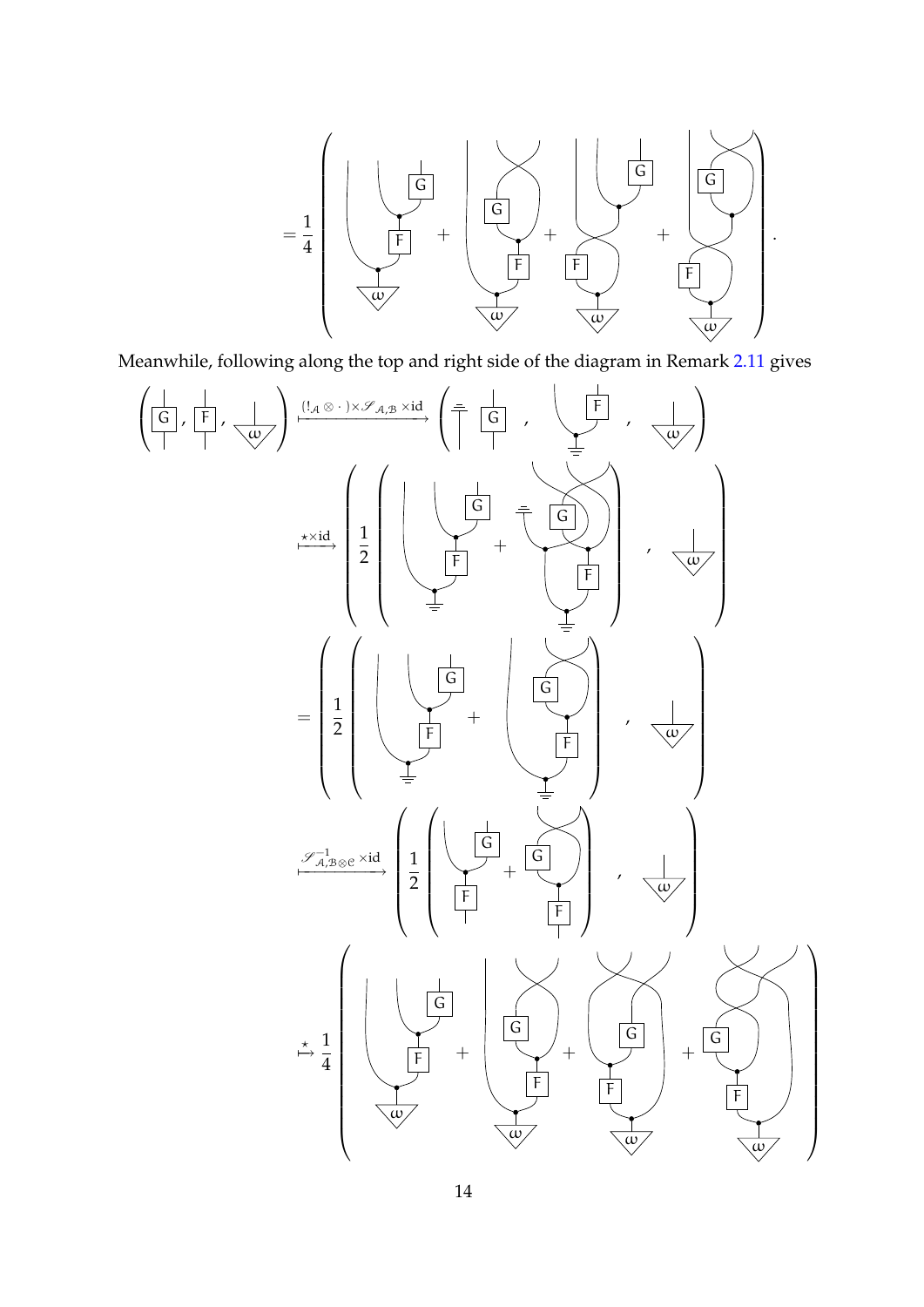$$= \frac{1}{4}\left( \; + \; + \; + \; \right).$$

Meanwhile, following along the top and right side of the diagram in Remark 2.11 gives

$$\left( \mathrm{G}, \mathrm{F}, \omega \right) \xmapsto{(!_{\mathcal{A}} \otimes \cdot) \times \mathscr{S}_{\mathcal{A},\mathcal{B}} \times \mathrm{id}} \left( \mathrm{G}, \mathrm{F}, \omega \right)$$

$$\xmapsto{\star \times \mathrm{id}} \left( \frac{1}{2}\left( \; + \; \right), \omega \right)$$

$$= \left( \frac{1}{2}\left( \; + \; \right), \omega \right)$$

$$\xmapsto{\mathscr{S}^{-1}_{\mathcal{A},\mathcal{B}\otimes\mathcal{C}} \times \mathrm{id}} \left( \frac{1}{2}\left( \; + \; \right), \omega \right)$$

$$\overset{\star}{\mapsto} \frac{1}{4}\left( \; + \; + \; + \; \right)$$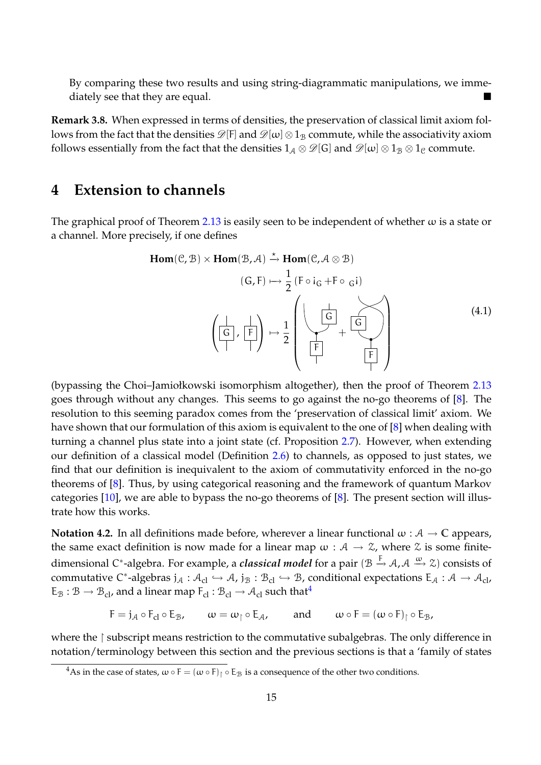By comparing these two results and using string-diagrammatic manipulations, we immediately see that they are equal. ■

**Remark 3.8.** When expressed in terms of densities, the preservation of classical limit axiom follows from the fact that the densities $\mathscr{D}[F]$ and $\mathscr{D}[\omega] \otimes 1_{\mathcal{B}}$ commute, while the associativity axiom follows essentially from the fact that the densities $1_{\mathcal{A}} \otimes \mathscr{D}[G]$ and $\mathscr{D}[\omega] \otimes 1_{\mathcal{B}} \otimes 1_{\mathcal{C}}$ commute.

## 4 Extension to channels

The graphical proof of Theorem 2.13 is easily seen to be independent of whether $\omega$ is a state or a channel. More precisely, if one defines

$$\mathbf{Hom}(\mathcal{C},\mathcal{B}) \times \mathbf{Hom}(\mathcal{B},\mathcal{A}) \xrightarrow{\star} \mathbf{Hom}(\mathcal{C},\mathcal{A}\otimes\mathcal{B})$$
$$(G,F) \longmapsto \frac{1}{2}\left(F \circ i_G + F \circ {}_G i\right) \tag{4.1}$$

(bypassing the Choi–Jamiołkowski isomorphism altogether), then the proof of Theorem 2.13 goes through without any changes. This seems to go against the no-go theorems of [8]. The resolution to this seeming paradox comes from the 'preservation of classical limit' axiom. We have shown that our formulation of this axiom is equivalent to the one of [8] when dealing with turning a channel plus state into a joint state (cf. Proposition 2.7). However, when extending our definition of a classical model (Definition 2.6) to channels, as opposed to just states, we find that our definition is inequivalent to the axiom of commutativity enforced in the no-go theorems of [8]. Thus, by using categorical reasoning and the framework of quantum Markov categories [10], we are able to bypass the no-go theorems of [8]. The present section will illustrate how this works.

**Notation 4.2.** In all definitions made before, wherever a linear functional $\omega : \mathcal{A} \to \mathbb{C}$ appears, the same exact definition is now made for a linear map $\omega : \mathcal{A} \to \mathcal{Z}$, where $\mathcal{Z}$ is some finite-dimensional C*-algebra. For example, a ***classical model*** for a pair $(\mathcal{B} \xrightarrow{F} \mathcal{A}, \mathcal{A} \xrightarrow{\omega} \mathcal{Z})$ consists of commutative C*-algebras $j_{\mathcal{A}} : \mathcal{A}_{\text{cl}} \hookrightarrow \mathcal{A}$, $j_{\mathcal{B}} : \mathcal{B}_{\text{cl}} \hookrightarrow \mathcal{B}$, conditional expectations $E_{\mathcal{A}} : \mathcal{A} \to \mathcal{A}_{\text{cl}}$, $E_{\mathcal{B}} : \mathcal{B} \to \mathcal{B}_{\text{cl}}$, and a linear map $F_{\text{cl}} : \mathcal{B}_{\text{cl}} \to \mathcal{A}_{\text{cl}}$ such that[4]

$$F = j_{\mathcal{A}} \circ F_{\text{cl}} \circ E_{\mathcal{B}}, \qquad \omega = \omega_{\restriction} \circ E_{\mathcal{A}}, \qquad \text{and} \qquad \omega \circ F = (\omega \circ F)_{\restriction} \circ E_{\mathcal{B}},$$

where the $\restriction$ subscript means restriction to the commutative subalgebras. The only difference in notation/terminology between this section and the previous sections is that a 'family of states

[4] As in the case of states, $\omega \circ F = (\omega \circ F)_{\restriction} \circ E_{\mathcal{B}}$ is a consequence of the other two conditions.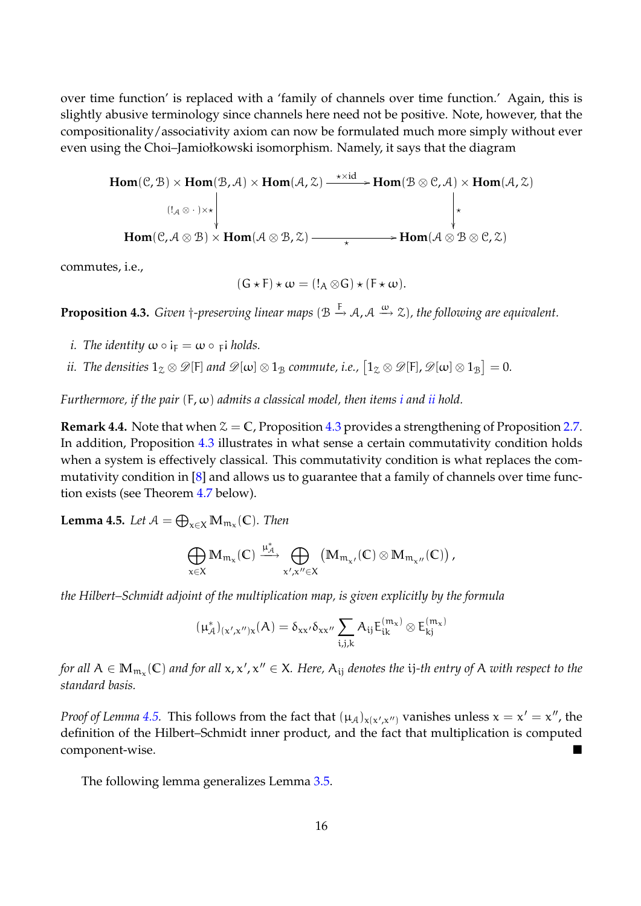over time function' is replaced with a 'family of channels over time function.' Again, this is slightly abusive terminology since channels here need not be positive. Note, however, that the compositionality/associativity axiom can now be formulated much more simply without ever even using the Choi–Jamiołkowski isomorphism. Namely, it says that the diagram

$$
\begin{array}{ccc}
\mathbf{Hom}(\mathcal{C},\mathcal{B}) \times \mathbf{Hom}(\mathcal{B},\mathcal{A}) \times \mathbf{Hom}(\mathcal{A},\mathcal{Z}) & \xrightarrow{\ \star\times\mathrm{id}\ } & \mathbf{Hom}(\mathcal{B}\otimes\mathcal{C},\mathcal{A}) \times \mathbf{Hom}(\mathcal{A},\mathcal{Z}) \\
\Big\downarrow {\scriptstyle (!_{\mathcal{A}}\otimes\,\cdot\,)\times\star} & & \Big\downarrow {\scriptstyle \star} \\
\mathbf{Hom}(\mathcal{C},\mathcal{A}\otimes\mathcal{B}) \times \mathbf{Hom}(\mathcal{A}\otimes\mathcal{B},\mathcal{Z}) & \xrightarrow[\ \star\ ]{} & \mathbf{Hom}(\mathcal{A}\otimes\mathcal{B}\otimes\mathcal{C},\mathcal{Z})
\end{array}
$$

commutes, i.e.,

$$(G \star F) \star \omega = (!_A \otimes G) \star (F \star \omega).$$

**Proposition 4.3.** *Given $\dagger$-preserving linear maps $(\mathcal{B} \xrightarrow{F} \mathcal{A}, \mathcal{A} \xrightarrow{\omega} \mathcal{Z})$, the following are equivalent.*

*i. The identity $\omega \circ i_F = \omega \circ {}_F i$ holds.*

*ii. The densities $1_{\mathcal{Z}} \otimes \mathscr{D}[F]$ and $\mathscr{D}[\omega] \otimes 1_{\mathcal{B}}$ commute, i.e., $\left[1_{\mathcal{Z}} \otimes \mathscr{D}[F], \mathscr{D}[\omega] \otimes 1_{\mathcal{B}}\right] = 0$.*

*Furthermore, if the pair $(F, \omega)$ admits a classical model, then items i and ii hold.*

**Remark 4.4.** Note that when $\mathcal{Z} = \mathbb{C}$, Proposition 4.3 provides a strengthening of Proposition 2.7. In addition, Proposition 4.3 illustrates in what sense a certain commutativity condition holds when a system is effectively classical. This commutativity condition is what replaces the commutativity condition in [8] and allows us to guarantee that a family of channels over time function exists (see Theorem 4.7 below).

**Lemma 4.5.** *Let $\mathcal{A} = \bigoplus_{x \in X} \mathbb{M}_{m_x}(\mathbb{C})$. Then*

$$\bigoplus_{x \in X} \mathbb{M}_{m_x}(\mathbb{C}) \xrightarrow{\mu^*_{\mathcal{A}}} \bigoplus_{x',x'' \in X} \left(\mathbb{M}_{m_{x'}}(\mathbb{C}) \otimes \mathbb{M}_{m_{x''}}(\mathbb{C})\right),$$

*the Hilbert–Schmidt adjoint of the multiplication map, is given explicitly by the formula*

$$(\mu^*_{\mathcal{A}})_{(x',x'')x}(A) = \delta_{xx'}\delta_{xx''} \sum_{i,j,k} A_{ij} E^{(m_x)}_{ik} \otimes E^{(m_x)}_{kj}$$

*for all $A \in \mathbb{M}_{m_x}(\mathbb{C})$ and for all $x, x', x'' \in X$. Here, $A_{ij}$ denotes the $ij$-th entry of $A$ with respect to the standard basis.*

*Proof of Lemma 4.5.* This follows from the fact that $(\mu_{\mathcal{A}})_{x(x',x'')}$ vanishes unless $x = x' = x''$, the definition of the Hilbert–Schmidt inner product, and the fact that multiplication is computed component-wise. ∎

The following lemma generalizes Lemma 3.5.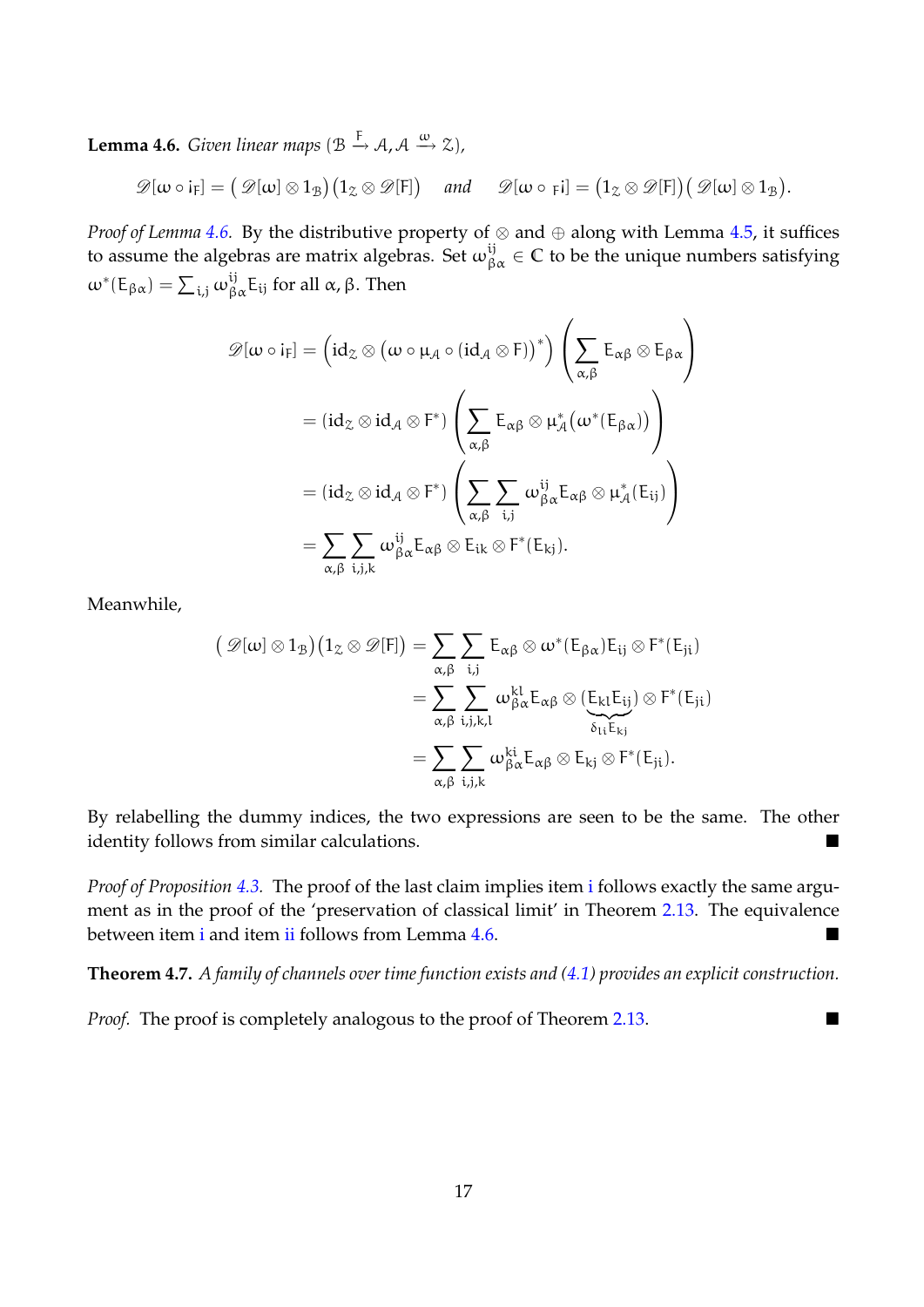**Lemma 4.6.** *Given linear maps* $(\mathcal{B} \xrightarrow{F} \mathcal{A}, \mathcal{A} \xrightarrow{\omega} \mathcal{Z})$,

$$\mathscr{D}[\omega \circ \mathrm{i}_F] = \big(\mathscr{D}[\omega] \otimes 1_{\mathcal{B}}\big)\big(1_{\mathcal{Z}} \otimes \mathscr{D}[F]\big) \quad \textit{and} \quad \mathscr{D}[\omega \circ {}_F\mathrm{i}] = \big(1_{\mathcal{Z}} \otimes \mathscr{D}[F]\big)\big(\mathscr{D}[\omega] \otimes 1_{\mathcal{B}}\big).$$

*Proof of Lemma 4.6.* By the distributive property of $\otimes$ and $\oplus$ along with Lemma 4.5, it suffices to assume the algebras are matrix algebras. Set $\omega^{ij}_{\beta\alpha} \in \mathbb{C}$ to be the unique numbers satisfying $\omega^*(E_{\beta\alpha}) = \sum_{i,j} \omega^{ij}_{\beta\alpha} E_{ij}$ for all $\alpha, \beta$. Then

$$\begin{aligned}
\mathscr{D}[\omega \circ \mathrm{i}_F] &= \Big(\mathrm{id}_{\mathcal{Z}} \otimes \big(\omega \circ \mu_{\mathcal{A}} \circ (\mathrm{id}_{\mathcal{A}} \otimes F)\big)^*\Big)\left(\sum_{\alpha,\beta} E_{\alpha\beta} \otimes E_{\beta\alpha}\right) \\
&= (\mathrm{id}_{\mathcal{Z}} \otimes \mathrm{id}_{\mathcal{A}} \otimes F^*)\left(\sum_{\alpha,\beta} E_{\alpha\beta} \otimes \mu^*_{\mathcal{A}}\big(\omega^*(E_{\beta\alpha})\big)\right) \\
&= (\mathrm{id}_{\mathcal{Z}} \otimes \mathrm{id}_{\mathcal{A}} \otimes F^*)\left(\sum_{\alpha,\beta}\sum_{i,j} \omega^{ij}_{\beta\alpha} E_{\alpha\beta} \otimes \mu^*_{\mathcal{A}}(E_{ij})\right) \\
&= \sum_{\alpha,\beta}\sum_{i,j,k} \omega^{ij}_{\beta\alpha} E_{\alpha\beta} \otimes E_{ik} \otimes F^*(E_{kj}).
\end{aligned}$$

Meanwhile,

$$\begin{aligned}
\big(\mathscr{D}[\omega] \otimes 1_{\mathcal{B}}\big)\big(1_{\mathcal{Z}} \otimes \mathscr{D}[F]\big) &= \sum_{\alpha,\beta}\sum_{i,j} E_{\alpha\beta} \otimes \omega^*(E_{\beta\alpha})E_{ij} \otimes F^*(E_{ji}) \\
&= \sum_{\alpha,\beta}\sum_{i,j,k,l} \omega^{kl}_{\beta\alpha} E_{\alpha\beta} \otimes \underbrace{(E_{kl}E_{ij})}_{\delta_{li}E_{kj}} \otimes F^*(E_{ji}) \\
&= \sum_{\alpha,\beta}\sum_{i,j,k} \omega^{ki}_{\beta\alpha} E_{\alpha\beta} \otimes E_{kj} \otimes F^*(E_{ji}).
\end{aligned}$$

By relabelling the dummy indices, the two expressions are seen to be the same. The other identity follows from similar calculations. ∎

*Proof of Proposition 4.3.* The proof of the last claim implies item i follows exactly the same argument as in the proof of the 'preservation of classical limit' in Theorem 2.13. The equivalence between item i and item ii follows from Lemma 4.6. ∎

**Theorem 4.7.** *A family of channels over time function exists and (4.1) provides an explicit construction.*

*Proof.* The proof is completely analogous to the proof of Theorem 2.13. ∎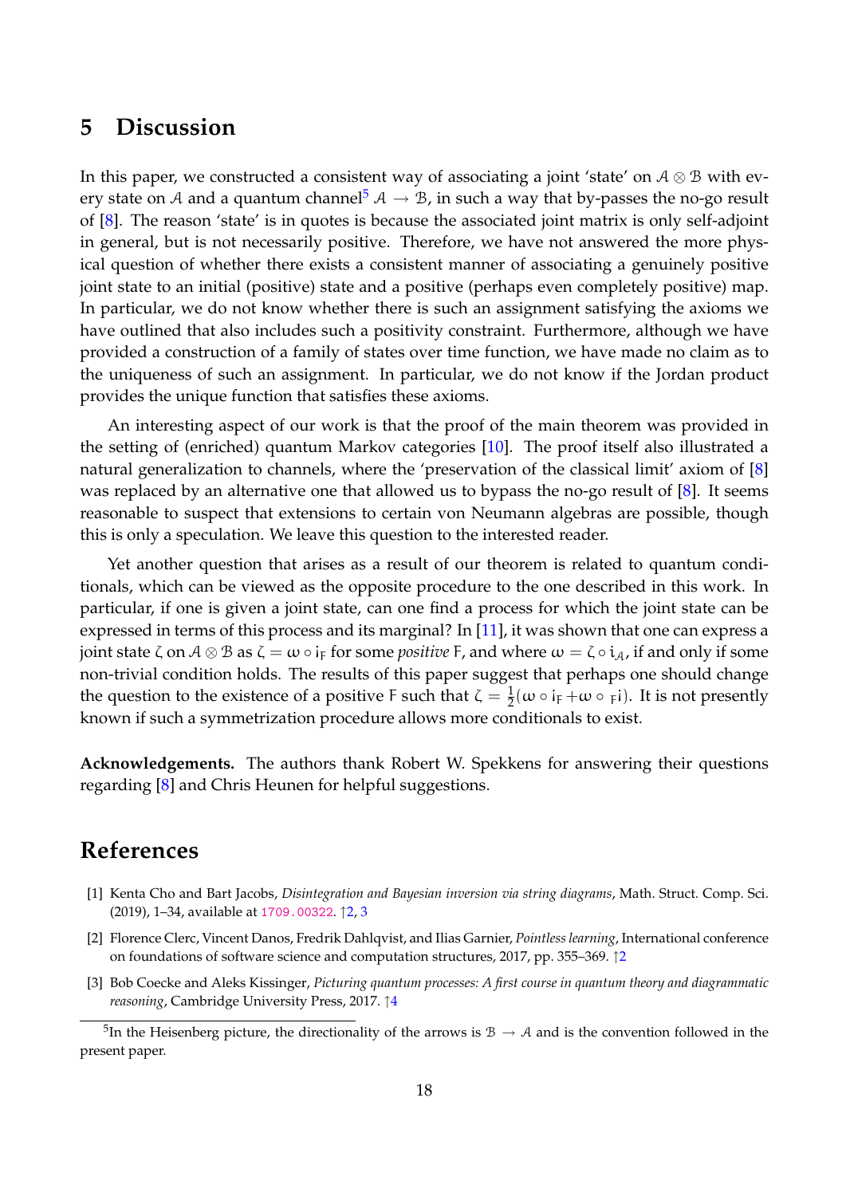## 5 Discussion

In this paper, we constructed a consistent way of associating a joint 'state' on $\mathcal{A} \otimes \mathcal{B}$ with every state on $\mathcal{A}$ and a quantum channel[5] $\mathcal{A} \to \mathcal{B}$, in such a way that by-passes the no-go result of [8]. The reason 'state' is in quotes is because the associated joint matrix is only self-adjoint in general, but is not necessarily positive. Therefore, we have not answered the more physical question of whether there exists a consistent manner of associating a genuinely positive joint state to an initial (positive) state and a positive (perhaps even completely positive) map. In particular, we do not know whether there is such an assignment satisfying the axioms we have outlined that also includes such a positivity constraint. Furthermore, although we have provided a construction of a family of states over time function, we have made no claim as to the uniqueness of such an assignment. In particular, we do not know if the Jordan product provides the unique function that satisfies these axioms.

An interesting aspect of our work is that the proof of the main theorem was provided in the setting of (enriched) quantum Markov categories [10]. The proof itself also illustrated a natural generalization to channels, where the 'preservation of the classical limit' axiom of [8] was replaced by an alternative one that allowed us to bypass the no-go result of [8]. It seems reasonable to suspect that extensions to certain von Neumann algebras are possible, though this is only a speculation. We leave this question to the interested reader.

Yet another question that arises as a result of our theorem is related to quantum conditionals, which can be viewed as the opposite procedure to the one described in this work. In particular, if one is given a joint state, can one find a process for which the joint state can be expressed in terms of this process and its marginal? In [11], it was shown that one can express a joint state $\zeta$ on $\mathcal{A} \otimes \mathcal{B}$ as $\zeta = \omega \circ i_{\mathsf{F}}$ for some *positive* $\mathsf{F}$, and where $\omega = \zeta \circ i_{\mathcal{A}}$, if and only if some non-trivial condition holds. The results of this paper suggest that perhaps one should change the question to the existence of a positive $\mathsf{F}$ such that $\zeta = \frac{1}{2}(\omega \circ i_{\mathsf{F}} + \omega \circ {}_{\mathsf{F}}i)$. It is not presently known if such a symmetrization procedure allows more conditionals to exist.

**Acknowledgements.** The authors thank Robert W. Spekkens for answering their questions regarding [8] and Chris Heunen for helpful suggestions.

# References

[1] Kenta Cho and Bart Jacobs, *Disintegration and Bayesian inversion via string diagrams*, Math. Struct. Comp. Sci. (2019), 1–34, available at 1709.00322. ↑2, 3

[2] Florence Clerc, Vincent Danos, Fredrik Dahlqvist, and Ilias Garnier, *Pointless learning*, International conference on foundations of software science and computation structures, 2017, pp. 355–369. ↑2

[3] Bob Coecke and Aleks Kissinger, *Picturing quantum processes: A first course in quantum theory and diagrammatic reasoning*, Cambridge University Press, 2017. ↑4

[5] In the Heisenberg picture, the directionality of the arrows is $\mathcal{B} \to \mathcal{A}$ and is the convention followed in the present paper.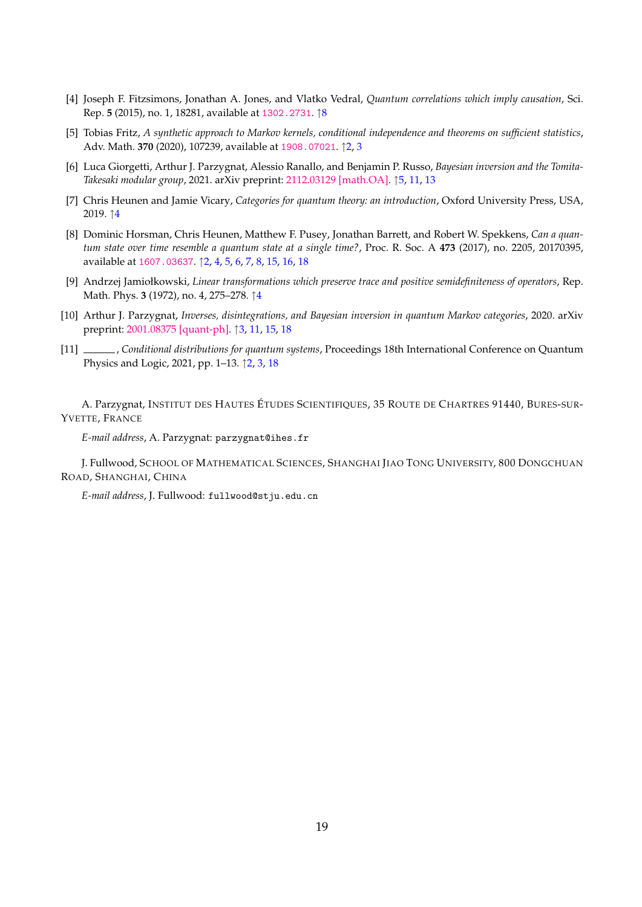[4] Joseph F. Fitzsimons, Jonathan A. Jones, and Vlatko Vedral, *Quantum correlations which imply causation*, Sci. Rep. **5** (2015), no. 1, 18281, available at 1302.2731. ↑8

[5] Tobias Fritz, *A synthetic approach to Markov kernels, conditional independence and theorems on sufficient statistics*, Adv. Math. **370** (2020), 107239, available at 1908.07021. ↑2, 3

[6] Luca Giorgetti, Arthur J. Parzygnat, Alessio Ranallo, and Benjamin P. Russo, *Bayesian inversion and the Tomita-Takesaki modular group*, 2021. arXiv preprint: 2112.03129 [math.OA]. ↑5, 11, 13

[7] Chris Heunen and Jamie Vicary, *Categories for quantum theory: an introduction*, Oxford University Press, USA, 2019. ↑4

[8] Dominic Horsman, Chris Heunen, Matthew F. Pusey, Jonathan Barrett, and Robert W. Spekkens, *Can a quantum state over time resemble a quantum state at a single time?*, Proc. R. Soc. A **473** (2017), no. 2205, 20170395, available at 1607.03637. ↑2, 4, 5, 6, 7, 8, 15, 16, 18

[9] Andrzej Jamiołkowski, *Linear transformations which preserve trace and positive semidefiniteness of operators*, Rep. Math. Phys. **3** (1972), no. 4, 275–278. ↑4

[10] Arthur J. Parzygnat, *Inverses, disintegrations, and Bayesian inversion in quantum Markov categories*, 2020. arXiv preprint: 2001.08375 [quant-ph]. ↑3, 11, 15, 18

[11] ______, *Conditional distributions for quantum systems*, Proceedings 18th International Conference on Quantum Physics and Logic, 2021, pp. 1–13. ↑2, 3, 18

A. Parzygnat, Institut des Hautes Études Scientifiques, 35 Route de Chartres 91440, Bures-sur-Yvette, France

*E-mail address*, A. Parzygnat: parzygnat@ihes.fr

J. Fullwood, School of Mathematical Sciences, Shanghai Jiao Tong University, 800 Dongchuan Road, Shanghai, China

*E-mail address*, J. Fullwood: fullwood@stju.edu.cn